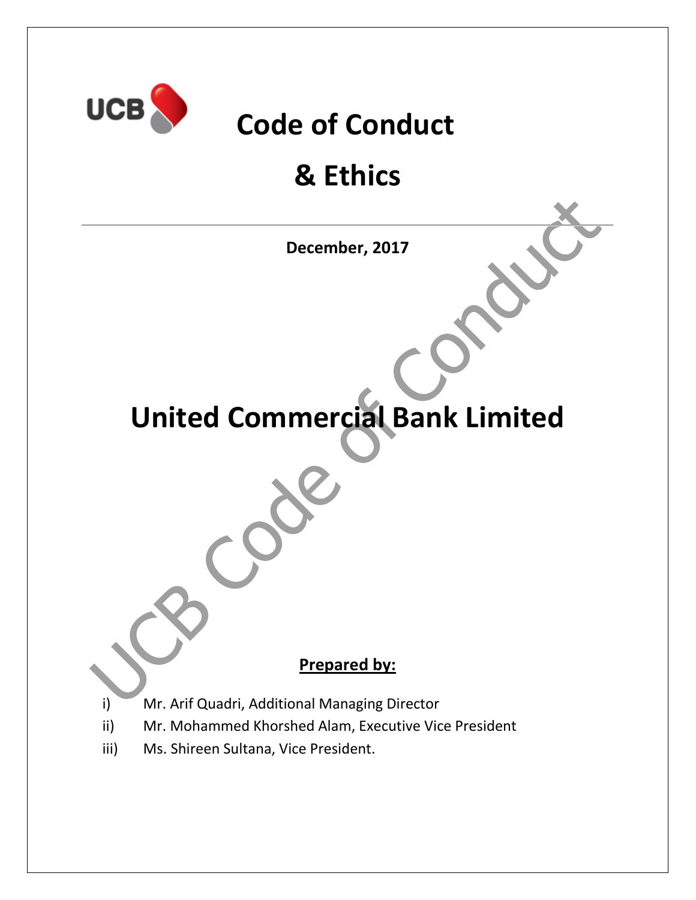UCB

# Code of Conduct

# & Ethics

**December, 2017**

# United Commercial Bank Limited

**Prepared by:**

i) Mr. Arif Quadri, Additional Managing Director

ii) Mr. Mohammed Khorshed Alam, Executive Vice President

iii) Ms. Shireen Sultana, Vice President.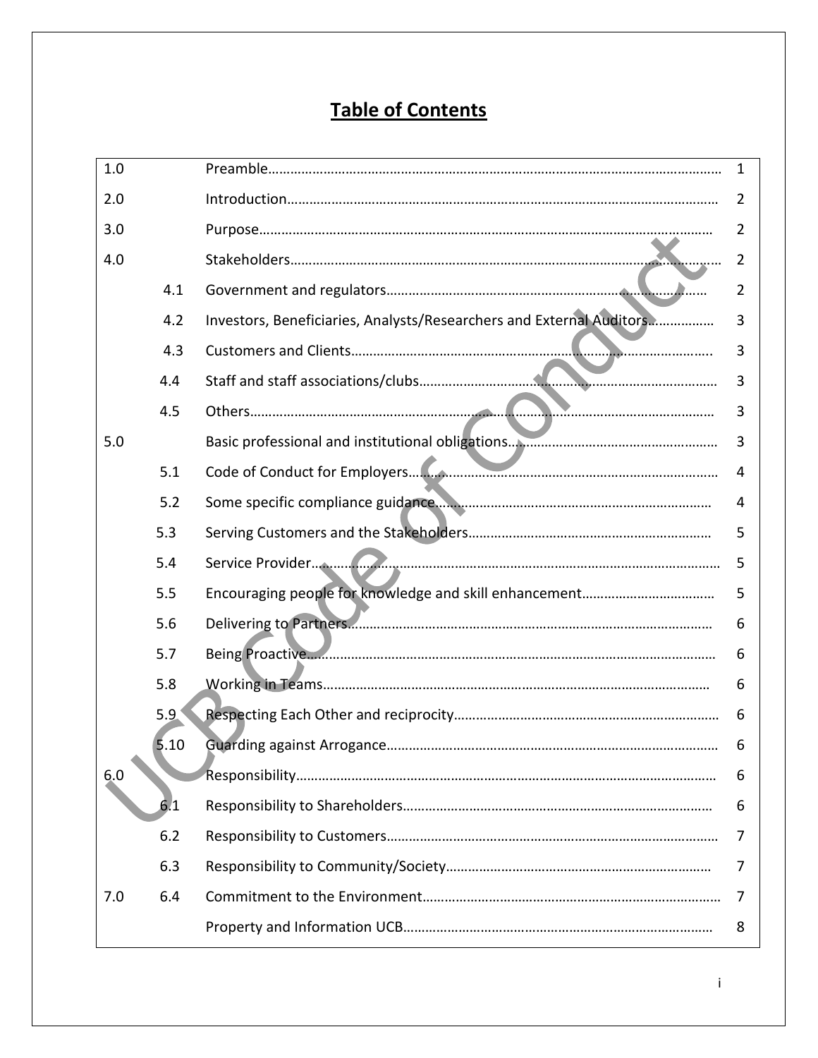# Table of Contents

| | | | |
|---|---|---|---|
| 1.0 | | Preamble | 1 |
| 2.0 | | Introduction | 2 |
| 3.0 | | Purpose | 2 |
| 4.0 | | Stakeholders | 2 |
| | 4.1 | Government and regulators | 2 |
| | 4.2 | Investors, Beneficiaries, Analysts/Researchers and External Auditors | 3 |
| | 4.3 | Customers and Clients | 3 |
| | 4.4 | Staff and staff associations/clubs | 3 |
| | 4.5 | Others | 3 |
| 5.0 | | Basic professional and institutional obligations | 3 |
| | 5.1 | Code of Conduct for Employers | 4 |
| | 5.2 | Some specific compliance guidance | 4 |
| | 5.3 | Serving Customers and the Stakeholders | 5 |
| | 5.4 | Service Provider | 5 |
| | 5.5 | Encouraging people for knowledge and skill enhancement | 5 |
| | 5.6 | Delivering to Partners | 6 |
| | 5.7 | Being Proactive | 6 |
| | 5.8 | Working in Teams | 6 |
| | 5.9 | Respecting Each Other and reciprocity | 6 |
| | 5.10 | Guarding against Arrogance | 6 |
| 6.0 | | Responsibility | 6 |
| | 6.1 | Responsibility to Shareholders | 6 |
| | 6.2 | Responsibility to Customers | 7 |
| | 6.3 | Responsibility to Community/Society | 7 |
| 7.0 | 6.4 | Commitment to the Environment | 7 |
| | | Property and Information UCB | 8 |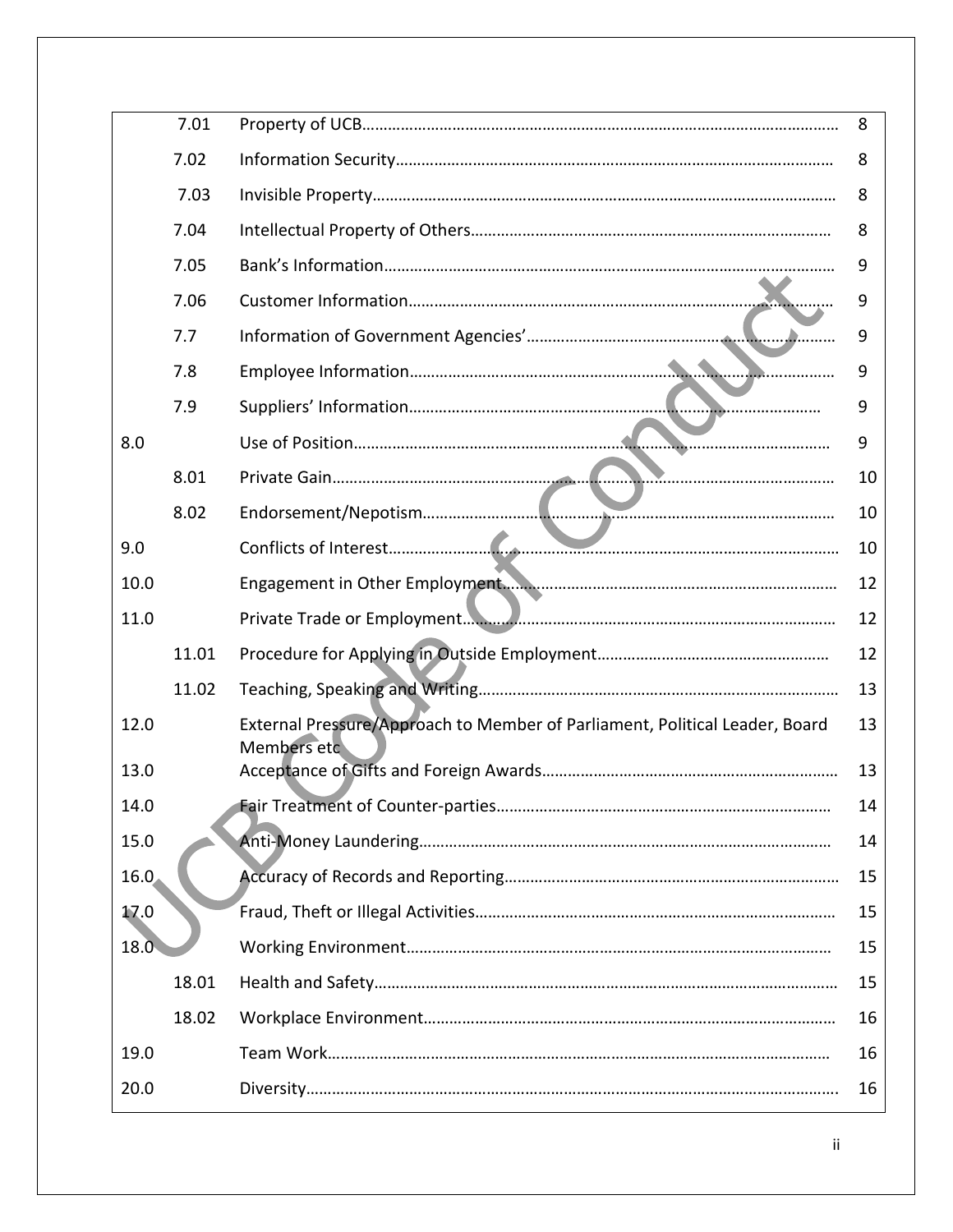| | | | |
|---|---|---|---|
| | 7.01 | Property of UCB………………………………………………………………………………………… | 8 |
| | 7.02 | Information Security………………………………………………………………………………… | 8 |
| | 7.03 | Invisible Property……………………………………………………………………………………… | 8 |
| | 7.04 | Intellectual Property of Others……………………………………………………………………… | 8 |
| | 7.05 | Bank's Information…………………………………………………………………………………… | 9 |
| | 7.06 | Customer Information………………………………………………………………………………… | 9 |
| | 7.7 | Information of Government Agencies'……………………………………………………………… | 9 |
| | 7.8 | Employee Information………………………………………………………………………………… | 9 |
| | 7.9 | Suppliers' Information……………………………………………………………………………… | 9 |
| 8.0 | | Use of Position………………………………………………………………………………………… | 9 |
| | 8.01 | Private Gain…………………………………………………………………………………………… | 10 |
| | 8.02 | Endorsement/Nepotism……………………………………………………………………………… | 10 |
| 9.0 | | Conflicts of Interest…………………………………………………………………………………… | 10 |
| 10.0 | | Engagement in Other Employment………………………………………………………………… | 12 |
| 11.0 | | Private Trade or Employment………………………………………………………………………… | 12 |
| | 11.01 | Procedure for Applying in Outside Employment………………………………………………… | 12 |
| | 11.02 | Teaching, Speaking and Writing……………………………………………………………………… | 13 |
| 12.0 | | External Pressure/Approach to Member of Parliament, Political Leader, Board Members etc | 13 |
| 13.0 | | Acceptance of Gifts and Foreign Awards…………………………………………………………… | 13 |
| 14.0 | | Fair Treatment of Counter-parties…………………………………………………………………… | 14 |
| 15.0 | | Anti-Money Laundering……………………………………………………………………………… | 14 |
| 16.0 | | Accuracy of Records and Reporting………………………………………………………………… | 15 |
| 17.0 | | Fraud, Theft or Illegal Activities……………………………………………………………………… | 15 |
| 18.0 | | Working Environment………………………………………………………………………………… | 15 |
| | 18.01 | Health and Safety……………………………………………………………………………………… | 15 |
| | 18.02 | Workplace Environment……………………………………………………………………………… | 16 |
| 19.0 | | Team Work……………………………………………………………………………………………… | 16 |
| 20.0 | | Diversity………………………………………………………………………………………………… | 16 |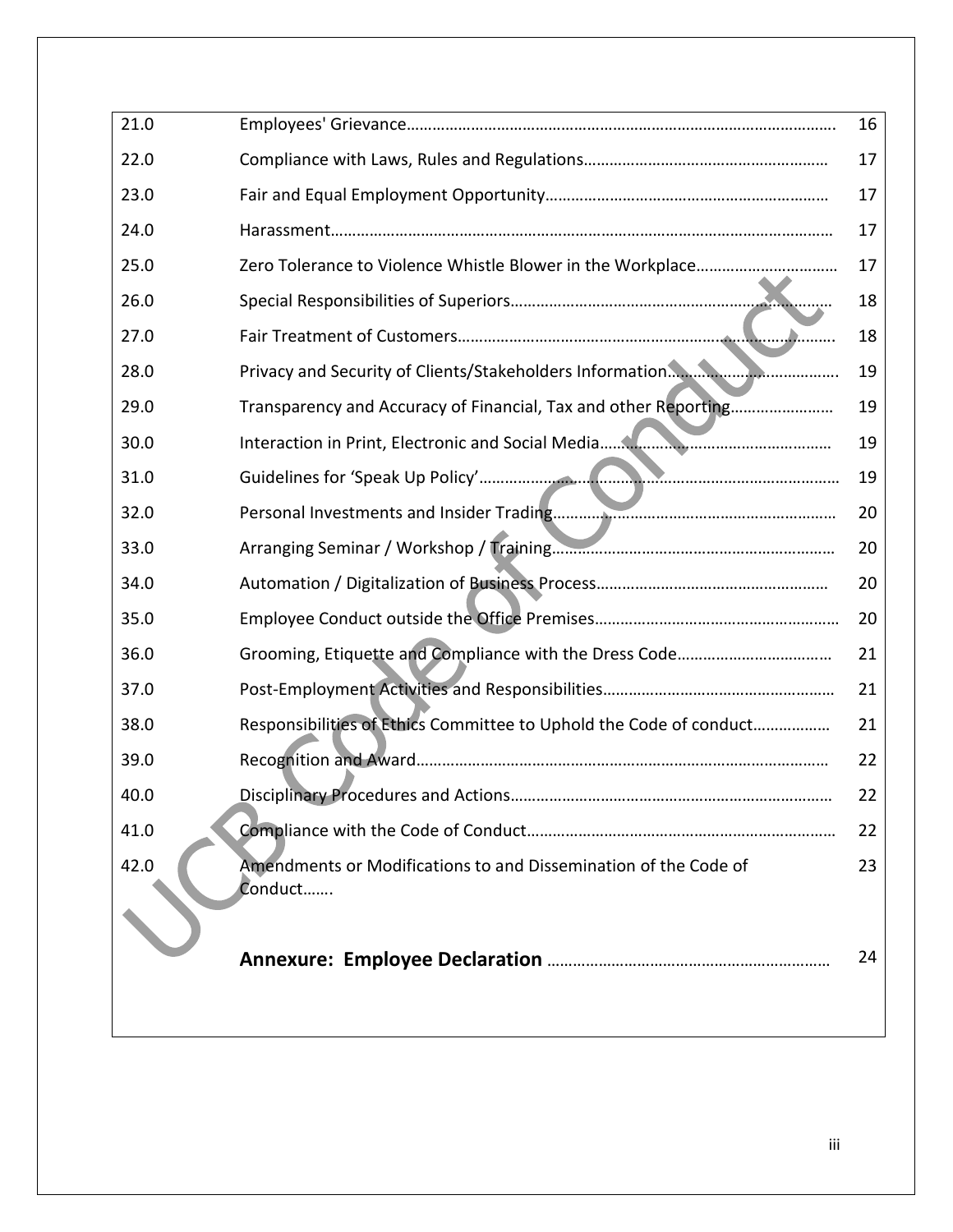| | | |
|---|---|---|
| 21.0 | Employees' Grievance…………………………………………………………………………………… | 16 |
| 22.0 | Compliance with Laws, Rules and Regulations………………………………………………… | 17 |
| 23.0 | Fair and Equal Employment Opportunity………………………………………………………… | 17 |
| 24.0 | Harassment…………………………………………………………………………………………………… | 17 |
| 25.0 | Zero Tolerance to Violence Whistle Blower in the Workplace…………………………… | 17 |
| 26.0 | Special Responsibilities of Superiors………………………………………………………………… | 18 |
| 27.0 | Fair Treatment of Customers…………………………………………………………………………… | 18 |
| 28.0 | Privacy and Security of Clients/Stakeholders Information…………………………………… | 19 |
| 29.0 | Transparency and Accuracy of Financial, Tax and other Reporting…………………… | 19 |
| 30.0 | Interaction in Print, Electronic and Social Media……………………………………………… | 19 |
| 31.0 | Guidelines for 'Speak Up Policy'……………………………………………………………………… | 19 |
| 32.0 | Personal Investments and Insider Trading………………………………………………………… | 20 |
| 33.0 | Arranging Seminar / Workshop / Training………………………………………………………… | 20 |
| 34.0 | Automation / Digitalization of Business Process……………………………………………… | 20 |
| 35.0 | Employee Conduct outside the Office Premises………………………………………………… | 20 |
| 36.0 | Grooming, Etiquette and Compliance with the Dress Code……………………………… | 21 |
| 37.0 | Post-Employment Activities and Responsibilities……………………………………………… | 21 |
| 38.0 | Responsibilities of Ethics Committee to Uphold the Code of conduct……………… | 21 |
| 39.0 | Recognition and Award…………………………………………………………………………………… | 22 |
| 40.0 | Disciplinary Procedures and Actions………………………………………………………………… | 22 |
| 41.0 | Compliance with the Code of Conduct……………………………………………………………… | 22 |
| 42.0 | Amendments or Modifications to and Dissemination of the Code of Conduct……. | 23 |
| | **Annexure: Employee Declaration** ……………………………………………………… | 24 |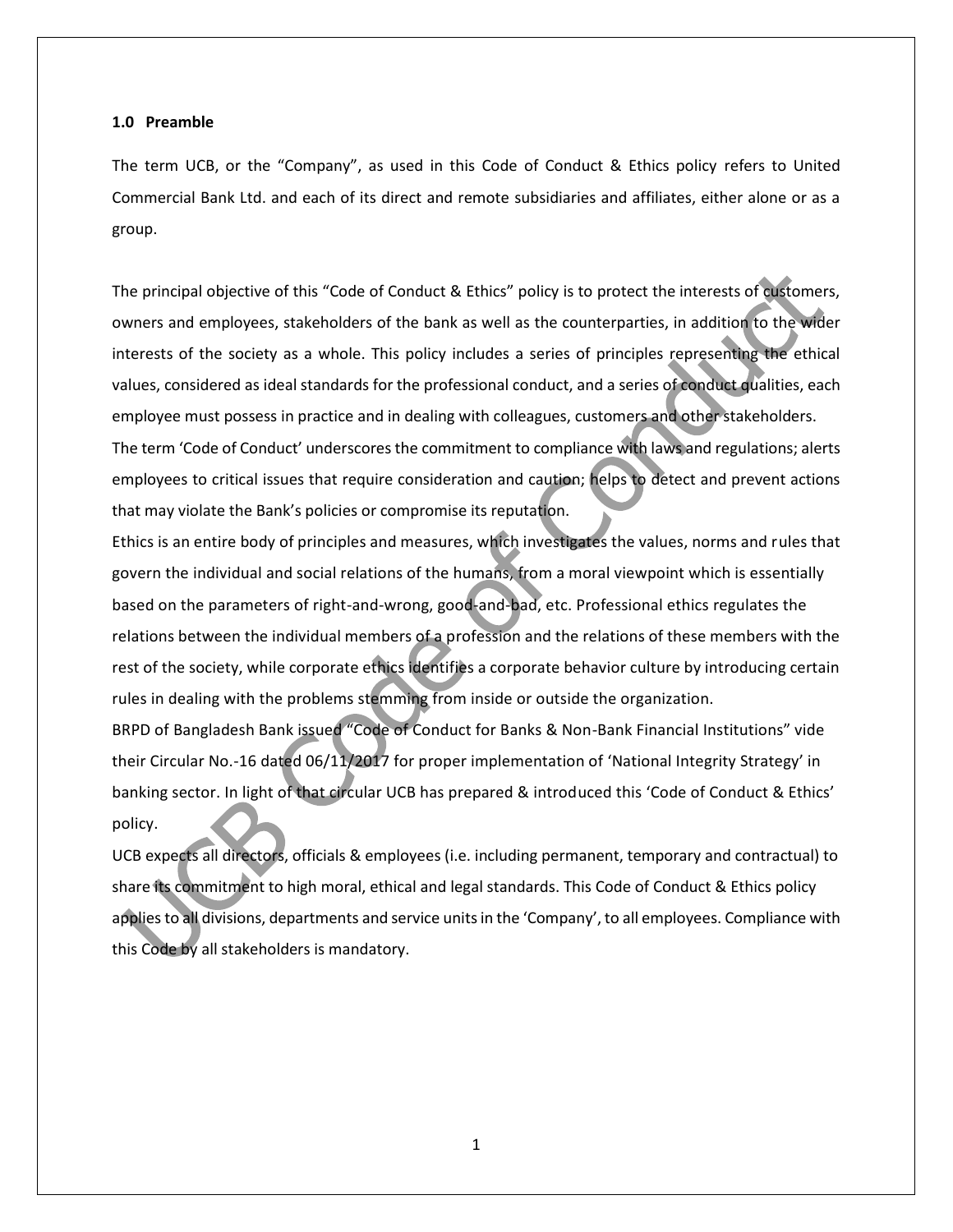## 1.0 Preamble

The term UCB, or the "Company", as used in this Code of Conduct & Ethics policy refers to United Commercial Bank Ltd. and each of its direct and remote subsidiaries and affiliates, either alone or as a group.

The principal objective of this "Code of Conduct & Ethics" policy is to protect the interests of customers, owners and employees, stakeholders of the bank as well as the counterparties, in addition to the wider interests of the society as a whole. This policy includes a series of principles representing the ethical values, considered as ideal standards for the professional conduct, and a series of conduct qualities, each employee must possess in practice and in dealing with colleagues, customers and other stakeholders.

The term 'Code of Conduct' underscores the commitment to compliance with laws and regulations; alerts employees to critical issues that require consideration and caution; helps to detect and prevent actions that may violate the Bank's policies or compromise its reputation.

Ethics is an entire body of principles and measures, which investigates the values, norms and rules that govern the individual and social relations of the humans, from a moral viewpoint which is essentially based on the parameters of right-and-wrong, good-and-bad, etc. Professional ethics regulates the relations between the individual members of a profession and the relations of these members with the rest of the society, while corporate ethics identifies a corporate behavior culture by introducing certain rules in dealing with the problems stemming from inside or outside the organization.

BRPD of Bangladesh Bank issued "Code of Conduct for Banks & Non-Bank Financial Institutions" vide their Circular No.-16 dated 06/11/2017 for proper implementation of 'National Integrity Strategy' in banking sector. In light of that circular UCB has prepared & introduced this 'Code of Conduct & Ethics' policy.

UCB expects all directors, officials & employees (i.e. including permanent, temporary and contractual) to share its commitment to high moral, ethical and legal standards. This Code of Conduct & Ethics policy applies to all divisions, departments and service units in the 'Company', to all employees. Compliance with this Code by all stakeholders is mandatory.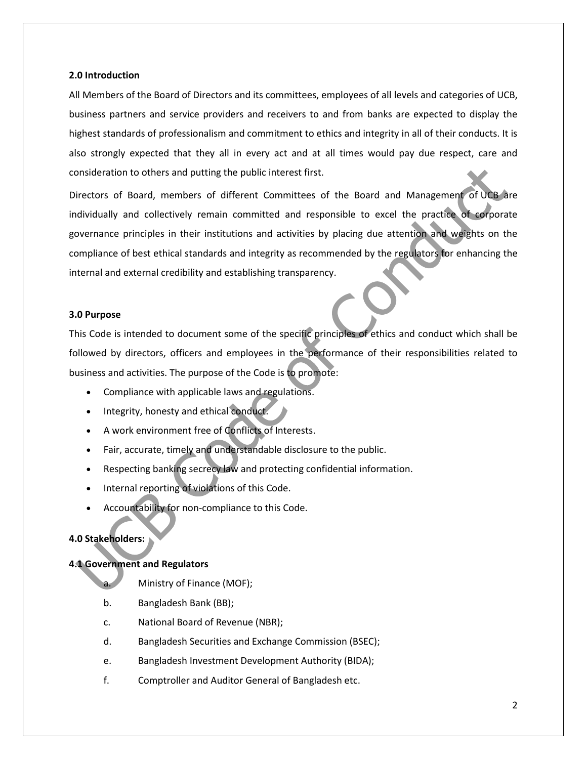**2.0 Introduction**

All Members of the Board of Directors and its committees, employees of all levels and categories of UCB, business partners and service providers and receivers to and from banks are expected to display the highest standards of professionalism and commitment to ethics and integrity in all of their conducts. It is also strongly expected that they all in every act and at all times would pay due respect, care and consideration to others and putting the public interest first.

Directors of Board, members of different Committees of the Board and Management of UCB are individually and collectively remain committed and responsible to excel the practice of corporate governance principles in their institutions and activities by placing due attention and weights on the compliance of best ethical standards and integrity as recommended by the regulators for enhancing the internal and external credibility and establishing transparency.

**3.0 Purpose**

This Code is intended to document some of the specific principles of ethics and conduct which shall be followed by directors, officers and employees in the performance of their responsibilities related to business and activities. The purpose of the Code is to promote:

- Compliance with applicable laws and regulations.
- Integrity, honesty and ethical conduct.
- A work environment free of Conflicts of Interests.
- Fair, accurate, timely and understandable disclosure to the public.
- Respecting banking secrecy law and protecting confidential information.
- Internal reporting of violations of this Code.
- Accountability for non-compliance to this Code.

**4.0 Stakeholders:**

**4.1 Government and Regulators**

a. Ministry of Finance (MOF);

b. Bangladesh Bank (BB);

c. National Board of Revenue (NBR);

d. Bangladesh Securities and Exchange Commission (BSEC);

e. Bangladesh Investment Development Authority (BIDA);

f. Comptroller and Auditor General of Bangladesh etc.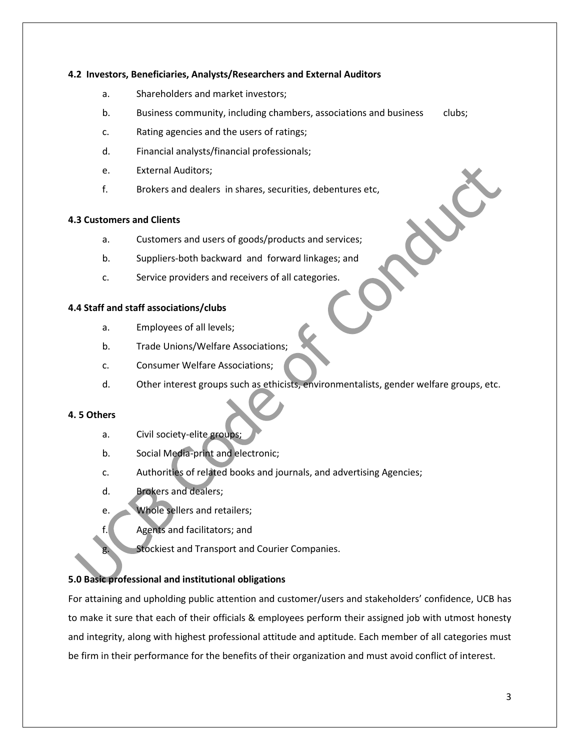#### 4.2 Investors, Beneficiaries, Analysts/Researchers and External Auditors

a. Shareholders and market investors;

b. Business community, including chambers, associations and business clubs;

c. Rating agencies and the users of ratings;

d. Financial analysts/financial professionals;

e. External Auditors;

f. Brokers and dealers in shares, securities, debentures etc,

#### 4.3 Customers and Clients

a. Customers and users of goods/products and services;

b. Suppliers-both backward and forward linkages; and

c. Service providers and receivers of all categories.

#### 4.4 Staff and staff associations/clubs

a. Employees of all levels;

b. Trade Unions/Welfare Associations;

c. Consumer Welfare Associations;

d. Other interest groups such as ethicists, environmentalists, gender welfare groups, etc.

#### 4. 5 Others

a. Civil society-elite groups;

b. Social Media-print and electronic;

c. Authorities of related books and journals, and advertising Agencies;

d. Brokers and dealers;

e. Whole sellers and retailers;

f. Agents and facilitators; and

g. Stockiest and Transport and Courier Companies.

### 5.0 Basic professional and institutional obligations

For attaining and upholding public attention and customer/users and stakeholders' confidence, UCB has to make it sure that each of their officials & employees perform their assigned job with utmost honesty and integrity, along with highest professional attitude and aptitude. Each member of all categories must be firm in their performance for the benefits of their organization and must avoid conflict of interest.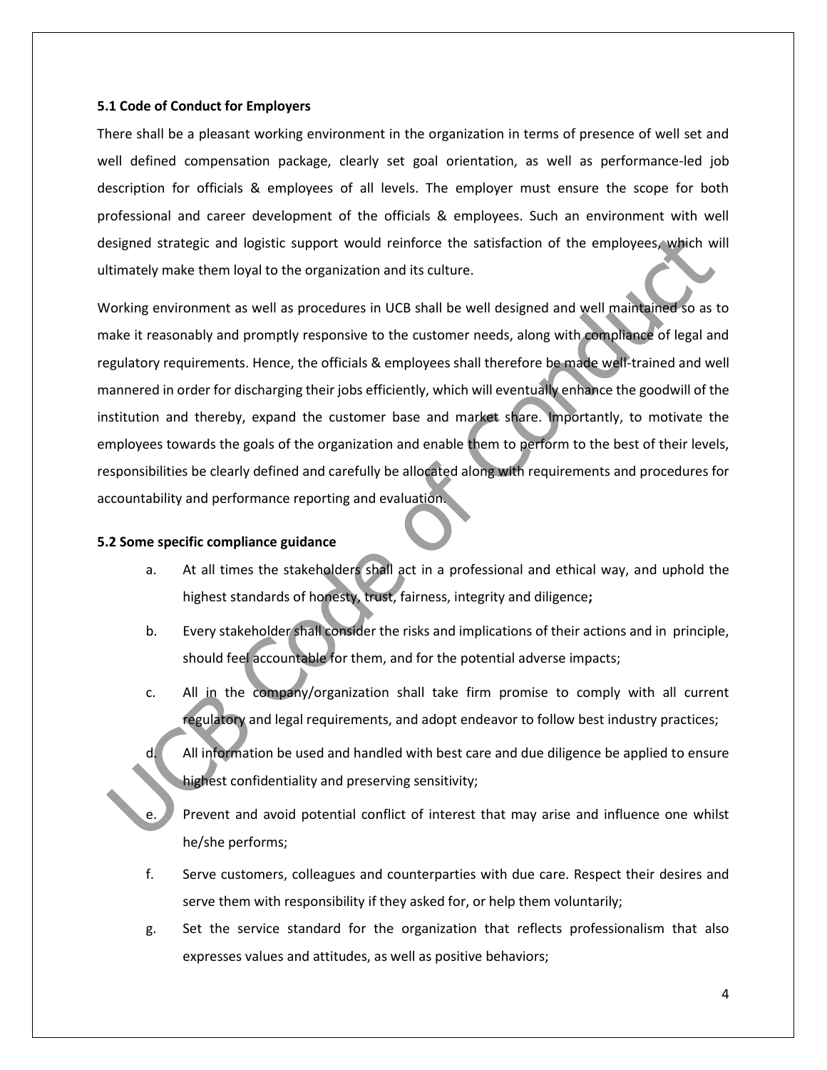### 5.1 Code of Conduct for Employers

There shall be a pleasant working environment in the organization in terms of presence of well set and well defined compensation package, clearly set goal orientation, as well as performance-led job description for officials & employees of all levels. The employer must ensure the scope for both professional and career development of the officials & employees. Such an environment with well designed strategic and logistic support would reinforce the satisfaction of the employees, which will ultimately make them loyal to the organization and its culture.

Working environment as well as procedures in UCB shall be well designed and well maintained so as to make it reasonably and promptly responsive to the customer needs, along with compliance of legal and regulatory requirements. Hence, the officials & employees shall therefore be made well-trained and well mannered in order for discharging their jobs efficiently, which will eventually enhance the goodwill of the institution and thereby, expand the customer base and market share. Importantly, to motivate the employees towards the goals of the organization and enable them to perform to the best of their levels, responsibilities be clearly defined and carefully be allocated along with requirements and procedures for accountability and performance reporting and evaluation.

### 5.2 Some specific compliance guidance

a. At all times the stakeholders shall act in a professional and ethical way, and uphold the highest standards of honesty, trust, fairness, integrity and diligence**;**

b. Every stakeholder shall consider the risks and implications of their actions and in principle, should feel accountable for them, and for the potential adverse impacts;

c. All in the company/organization shall take firm promise to comply with all current regulatory and legal requirements, and adopt endeavor to follow best industry practices;

d. All information be used and handled with best care and due diligence be applied to ensure highest confidentiality and preserving sensitivity;

e. Prevent and avoid potential conflict of interest that may arise and influence one whilst he/she performs;

f. Serve customers, colleagues and counterparties with due care. Respect their desires and serve them with responsibility if they asked for, or help them voluntarily;

g. Set the service standard for the organization that reflects professionalism that also expresses values and attitudes, as well as positive behaviors;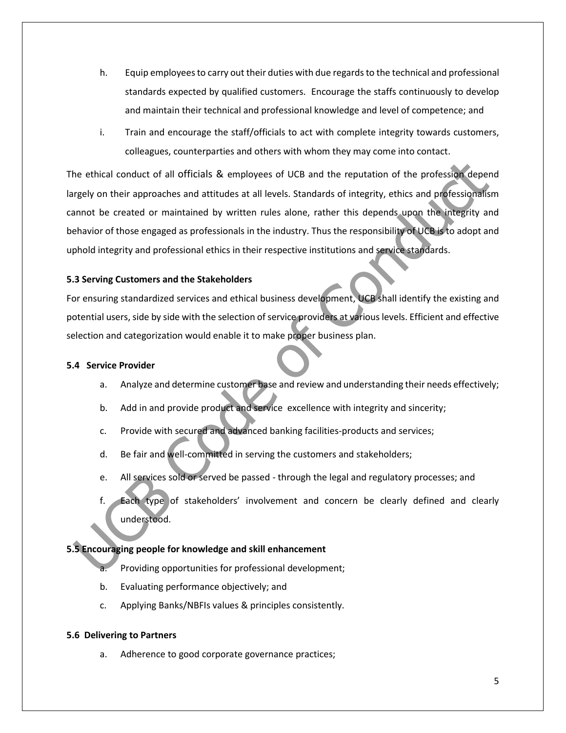h. Equip employees to carry out their duties with due regards to the technical and professional standards expected by qualified customers. Encourage the staffs continuously to develop and maintain their technical and professional knowledge and level of competence; and

i. Train and encourage the staff/officials to act with complete integrity towards customers, colleagues, counterparties and others with whom they may come into contact.

The ethical conduct of all officials & employees of UCB and the reputation of the profession depend largely on their approaches and attitudes at all levels. Standards of integrity, ethics and professionalism cannot be created or maintained by written rules alone, rather this depends upon the integrity and behavior of those engaged as professionals in the industry. Thus the responsibility of UCB is to adopt and uphold integrity and professional ethics in their respective institutions and service standards.

#### 5.3 Serving Customers and the Stakeholders

For ensuring standardized services and ethical business development, UCB shall identify the existing and potential users, side by side with the selection of service providers at various levels. Efficient and effective selection and categorization would enable it to make proper business plan.

#### 5.4 Service Provider

a. Analyze and determine customer base and review and understanding their needs effectively;

b. Add in and provide product and service excellence with integrity and sincerity;

c. Provide with secured and advanced banking facilities-products and services;

d. Be fair and well-committed in serving the customers and stakeholders;

e. All services sold or served be passed - through the legal and regulatory processes; and

f. Each type of stakeholders' involvement and concern be clearly defined and clearly understood.

#### 5.5 Encouraging people for knowledge and skill enhancement

a. Providing opportunities for professional development;

b. Evaluating performance objectively; and

c. Applying Banks/NBFIs values & principles consistently.

#### 5.6 Delivering to Partners

a. Adherence to good corporate governance practices;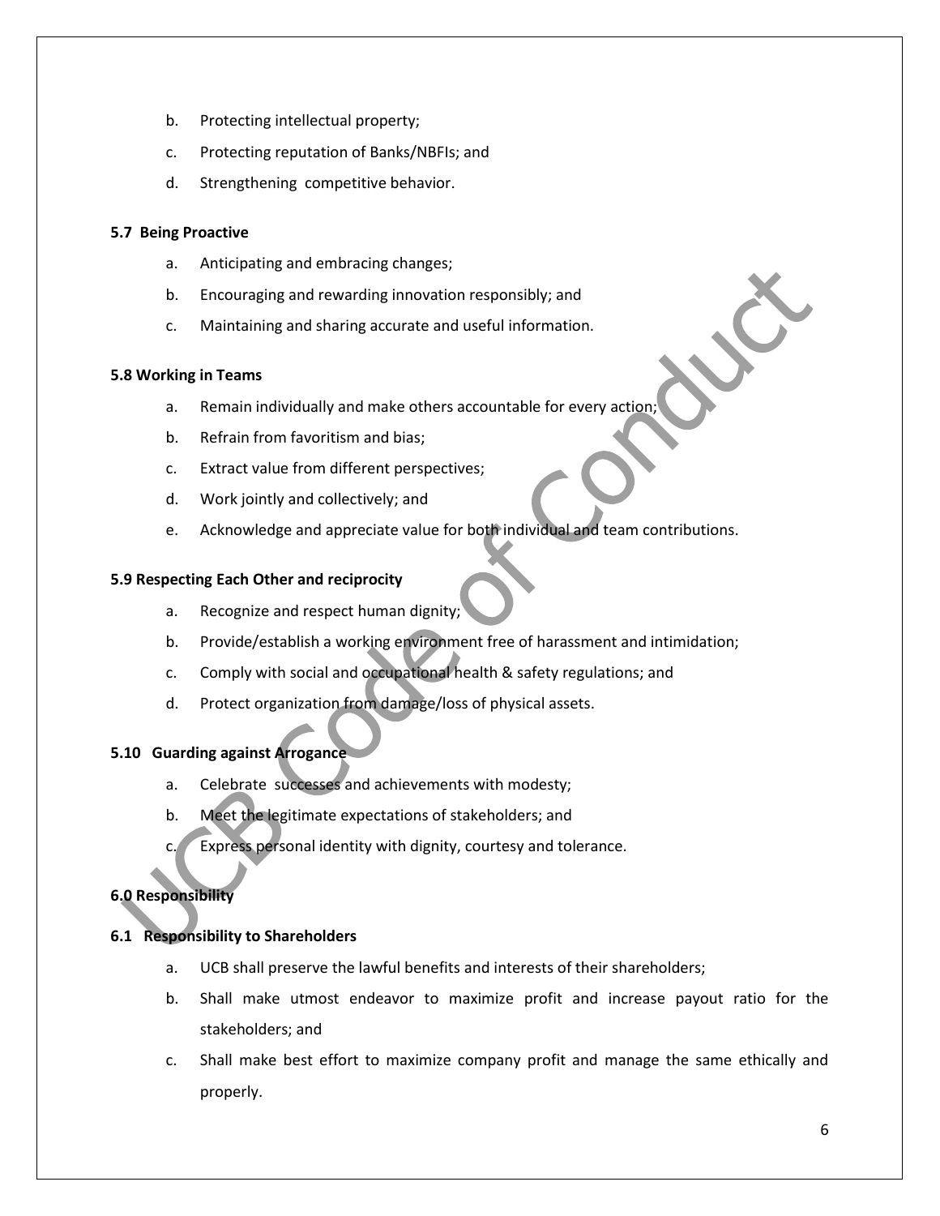b. Protecting intellectual property;

c. Protecting reputation of Banks/NBFIs; and

d. Strengthening competitive behavior.

**5.7 Being Proactive**

a. Anticipating and embracing changes;

b. Encouraging and rewarding innovation responsibly; and

c. Maintaining and sharing accurate and useful information.

**5.8 Working in Teams**

a. Remain individually and make others accountable for every action;

b. Refrain from favoritism and bias;

c. Extract value from different perspectives;

d. Work jointly and collectively; and

e. Acknowledge and appreciate value for both individual and team contributions.

**5.9 Respecting Each Other and reciprocity**

a. Recognize and respect human dignity;

b. Provide/establish a working environment free of harassment and intimidation;

c. Comply with social and occupational health & safety regulations; and

d. Protect organization from damage/loss of physical assets.

**5.10 Guarding against Arrogance**

a. Celebrate successes and achievements with modesty;

b. Meet the legitimate expectations of stakeholders; and

c. Express personal identity with dignity, courtesy and tolerance.

**6.0 Responsibility**

**6.1 Responsibility to Shareholders**

a. UCB shall preserve the lawful benefits and interests of their shareholders;

b. Shall make utmost endeavor to maximize profit and increase payout ratio for the stakeholders; and

c. Shall make best effort to maximize company profit and manage the same ethically and properly.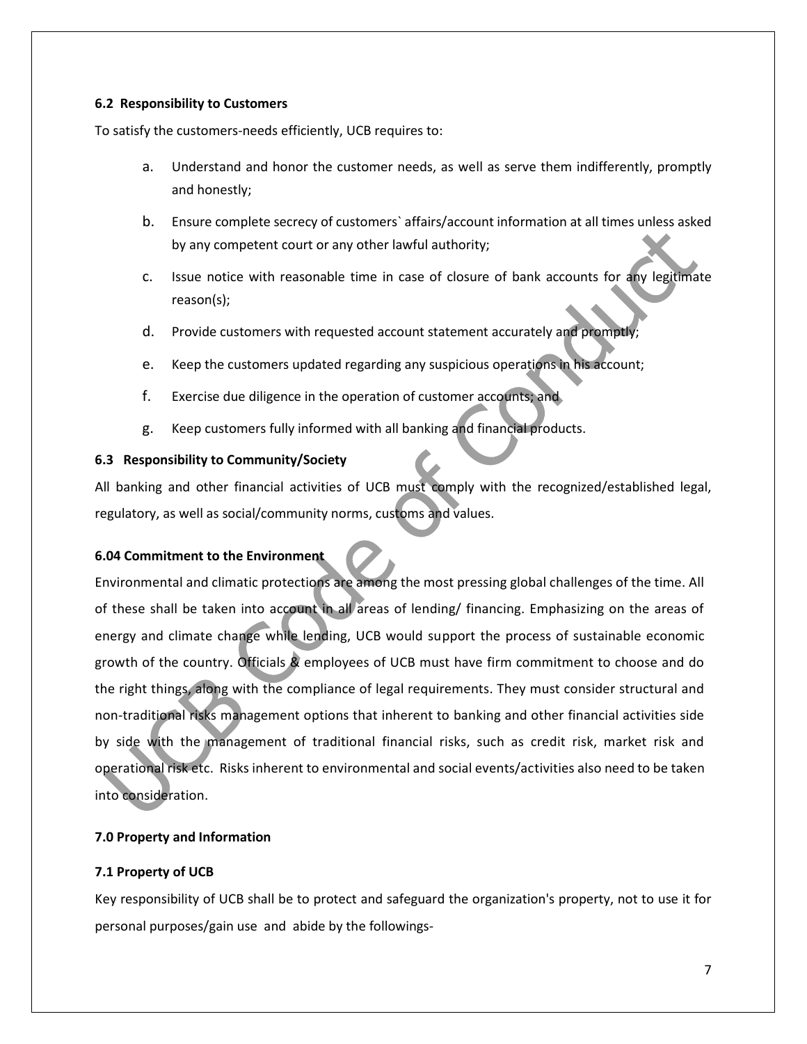### 6.2 Responsibility to Customers

To satisfy the customers-needs efficiently, UCB requires to:

a. Understand and honor the customer needs, as well as serve them indifferently, promptly and honestly;

b. Ensure complete secrecy of customers` affairs/account information at all times unless asked by any competent court or any other lawful authority;

c. Issue notice with reasonable time in case of closure of bank accounts for any legitimate reason(s);

d. Provide customers with requested account statement accurately and promptly;

e. Keep the customers updated regarding any suspicious operations in his account;

f. Exercise due diligence in the operation of customer accounts; and

g. Keep customers fully informed with all banking and financial products.

### 6.3 Responsibility to Community/Society

All banking and other financial activities of UCB must comply with the recognized/established legal, regulatory, as well as social/community norms, customs and values.

### 6.04 Commitment to the Environment

Environmental and climatic protections are among the most pressing global challenges of the time. All of these shall be taken into account in all areas of lending/ financing. Emphasizing on the areas of energy and climate change while lending, UCB would support the process of sustainable economic growth of the country. Officials & employees of UCB must have firm commitment to choose and do the right things, along with the compliance of legal requirements. They must consider structural and non-traditional risks management options that inherent to banking and other financial activities side by side with the management of traditional financial risks, such as credit risk, market risk and operational risk etc. Risks inherent to environmental and social events/activities also need to be taken into consideration.

## 7.0 Property and Information

### 7.1 Property of UCB

Key responsibility of UCB shall be to protect and safeguard the organization's property, not to use it for personal purposes/gain use and abide by the followings-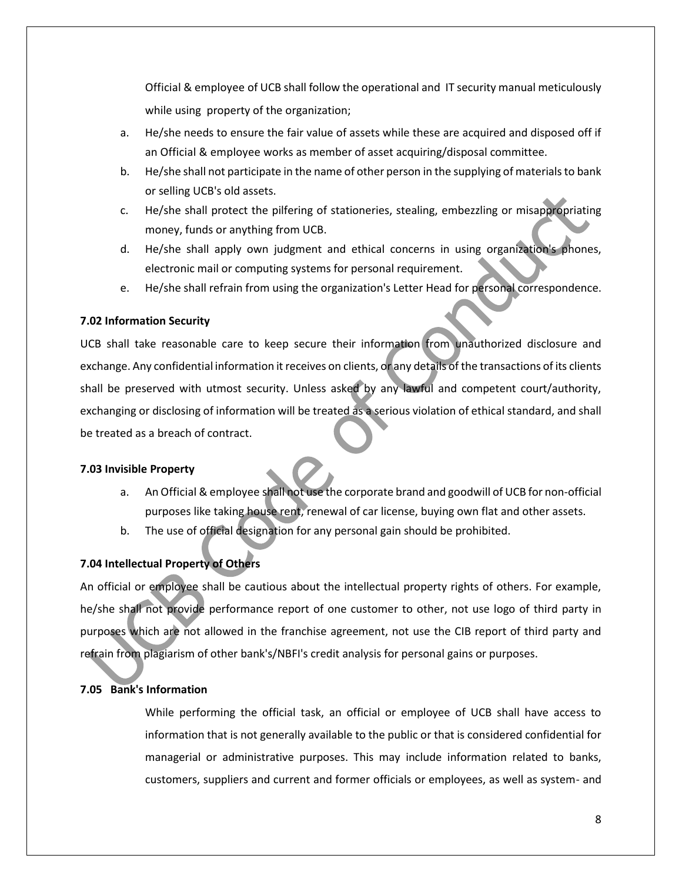Official & employee of UCB shall follow the operational and IT security manual meticulously while using property of the organization;

a. He/she needs to ensure the fair value of assets while these are acquired and disposed off if an Official & employee works as member of asset acquiring/disposal committee.
b. He/she shall not participate in the name of other person in the supplying of materials to bank or selling UCB's old assets.
c. He/she shall protect the pilfering of stationeries, stealing, embezzling or misappropriating money, funds or anything from UCB.
d. He/she shall apply own judgment and ethical concerns in using organization's phones, electronic mail or computing systems for personal requirement.
e. He/she shall refrain from using the organization's Letter Head for personal correspondence.

**7.02 Information Security**

UCB shall take reasonable care to keep secure their information from unauthorized disclosure and exchange. Any confidential information it receives on clients, or any details of the transactions of its clients shall be preserved with utmost security. Unless asked by any lawful and competent court/authority, exchanging or disclosing of information will be treated as a serious violation of ethical standard, and shall be treated as a breach of contract.

**7.03 Invisible Property**

a. An Official & employee shall not use the corporate brand and goodwill of UCB for non-official purposes like taking house rent, renewal of car license, buying own flat and other assets.
b. The use of official designation for any personal gain should be prohibited.

**7.04 Intellectual Property of Others**

An official or employee shall be cautious about the intellectual property rights of others. For example, he/she shall not provide performance report of one customer to other, not use logo of third party in purposes which are not allowed in the franchise agreement, not use the CIB report of third party and refrain from plagiarism of other bank's/NBFI's credit analysis for personal gains or purposes.

**7.05 Bank's Information**

While performing the official task, an official or employee of UCB shall have access to information that is not generally available to the public or that is considered confidential for managerial or administrative purposes. This may include information related to banks, customers, suppliers and current and former officials or employees, as well as system- and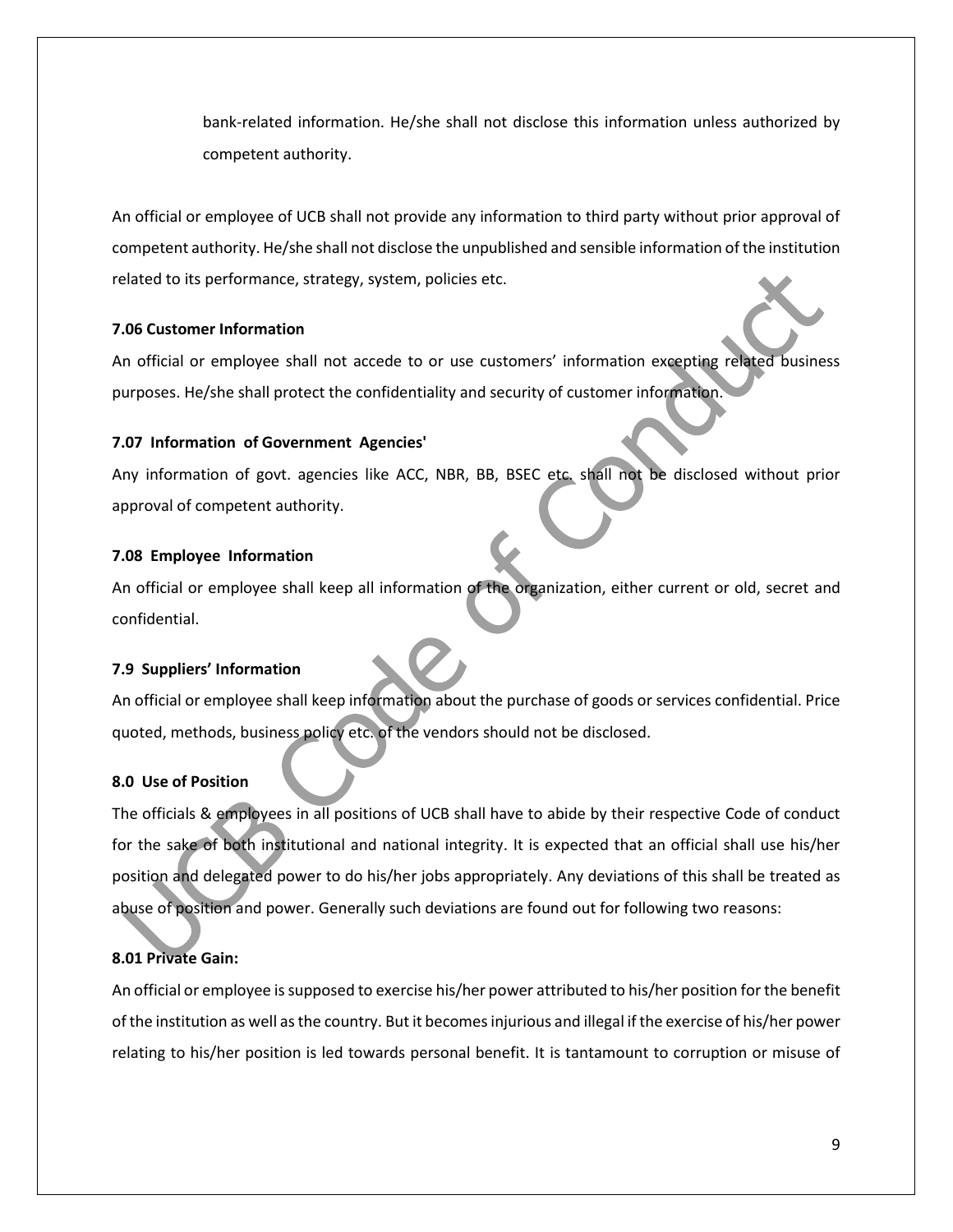bank-related information. He/she shall not disclose this information unless authorized by competent authority.

An official or employee of UCB shall not provide any information to third party without prior approval of competent authority. He/she shall not disclose the unpublished and sensible information of the institution related to its performance, strategy, system, policies etc.

**7.06 Customer Information**

An official or employee shall not accede to or use customers' information excepting related business purposes. He/she shall protect the confidentiality and security of customer information.

**7.07 Information of Government Agencies'**

Any information of govt. agencies like ACC, NBR, BB, BSEC etc. shall not be disclosed without prior approval of competent authority.

**7.08 Employee Information**

An official or employee shall keep all information of the organization, either current or old, secret and confidential.

**7.9 Suppliers' Information**

An official or employee shall keep information about the purchase of goods or services confidential. Price quoted, methods, business policy etc. of the vendors should not be disclosed.

**8.0 Use of Position**

The officials & employees in all positions of UCB shall have to abide by their respective Code of conduct for the sake of both institutional and national integrity. It is expected that an official shall use his/her position and delegated power to do his/her jobs appropriately. Any deviations of this shall be treated as abuse of position and power. Generally such deviations are found out for following two reasons:

**8.01 Private Gain:**

An official or employee is supposed to exercise his/her power attributed to his/her position for the benefit of the institution as well as the country. But it becomes injurious and illegal if the exercise of his/her power relating to his/her position is led towards personal benefit. It is tantamount to corruption or misuse of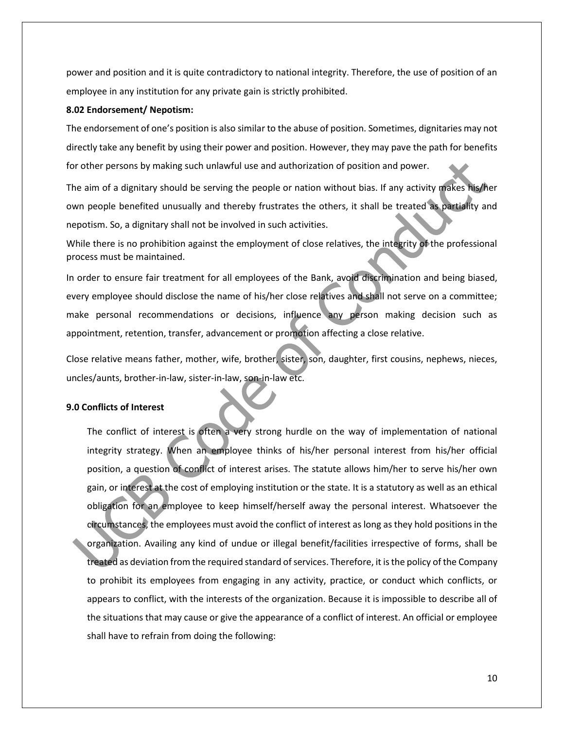power and position and it is quite contradictory to national integrity. Therefore, the use of position of an employee in any institution for any private gain is strictly prohibited.

**8.02 Endorsement/ Nepotism:**

The endorsement of one's position is also similar to the abuse of position. Sometimes, dignitaries may not directly take any benefit by using their power and position. However, they may pave the path for benefits for other persons by making such unlawful use and authorization of position and power.

The aim of a dignitary should be serving the people or nation without bias. If any activity makes his/her own people benefited unusually and thereby frustrates the others, it shall be treated as partiality and nepotism. So, a dignitary shall not be involved in such activities.

While there is no prohibition against the employment of close relatives, the integrity of the professional process must be maintained.

In order to ensure fair treatment for all employees of the Bank, avoid discrimination and being biased, every employee should disclose the name of his/her close relatives and shall not serve on a committee; make personal recommendations or decisions, influence any person making decision such as appointment, retention, transfer, advancement or promotion affecting a close relative.

Close relative means father, mother, wife, brother, sister, son, daughter, first cousins, nephews, nieces, uncles/aunts, brother-in-law, sister-in-law, son-in-law etc.

**9.0 Conflicts of Interest**

The conflict of interest is often a very strong hurdle on the way of implementation of national integrity strategy. When an employee thinks of his/her personal interest from his/her official position, a question of conflict of interest arises. The statute allows him/her to serve his/her own gain, or interest at the cost of employing institution or the state. It is a statutory as well as an ethical obligation for an employee to keep himself/herself away the personal interest. Whatsoever the circumstances, the employees must avoid the conflict of interest as long as they hold positions in the organization. Availing any kind of undue or illegal benefit/facilities irrespective of forms, shall be treated as deviation from the required standard of services. Therefore, it is the policy of the Company to prohibit its employees from engaging in any activity, practice, or conduct which conflicts, or appears to conflict, with the interests of the organization. Because it is impossible to describe all of the situations that may cause or give the appearance of a conflict of interest. An official or employee shall have to refrain from doing the following: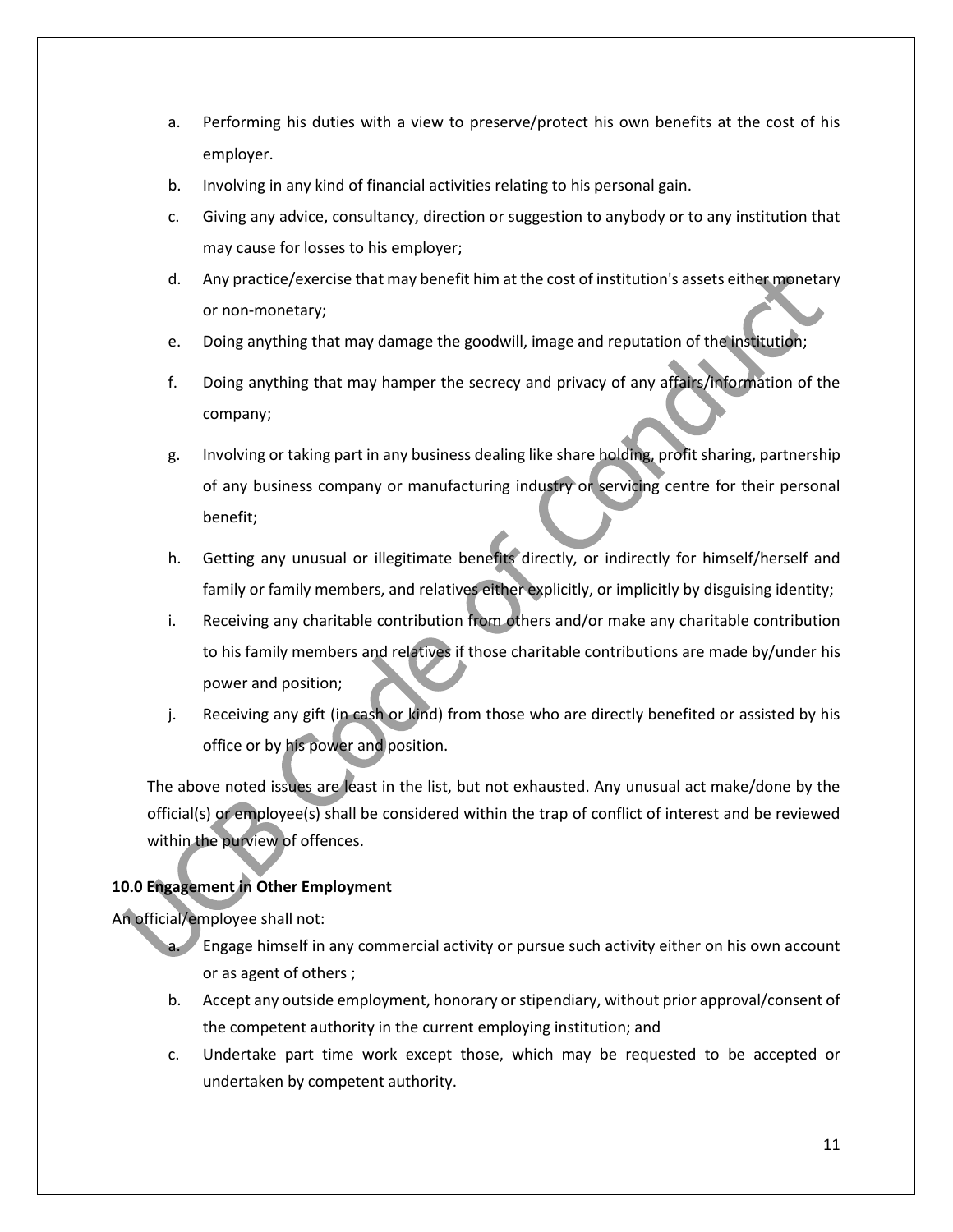a. Performing his duties with a view to preserve/protect his own benefits at the cost of his employer.
b. Involving in any kind of financial activities relating to his personal gain.
c. Giving any advice, consultancy, direction or suggestion to anybody or to any institution that may cause for losses to his employer;
d. Any practice/exercise that may benefit him at the cost of institution's assets either monetary or non-monetary;
e. Doing anything that may damage the goodwill, image and reputation of the institution;
f. Doing anything that may hamper the secrecy and privacy of any affairs/information of the company;
g. Involving or taking part in any business dealing like share holding, profit sharing, partnership of any business company or manufacturing industry or servicing centre for their personal benefit;
h. Getting any unusual or illegitimate benefits directly, or indirectly for himself/herself and family or family members, and relatives either explicitly, or implicitly by disguising identity;
i. Receiving any charitable contribution from others and/or make any charitable contribution to his family members and relatives if those charitable contributions are made by/under his power and position;
j. Receiving any gift (in cash or kind) from those who are directly benefited or assisted by his office or by his power and position.

The above noted issues are least in the list, but not exhausted. Any unusual act make/done by the official(s) or employee(s) shall be considered within the trap of conflict of interest and be reviewed within the purview of offences.

**10.0 Engagement in Other Employment**

An official/employee shall not:

a. Engage himself in any commercial activity or pursue such activity either on his own account or as agent of others ;
b. Accept any outside employment, honorary or stipendiary, without prior approval/consent of the competent authority in the current employing institution; and
c. Undertake part time work except those, which may be requested to be accepted or undertaken by competent authority.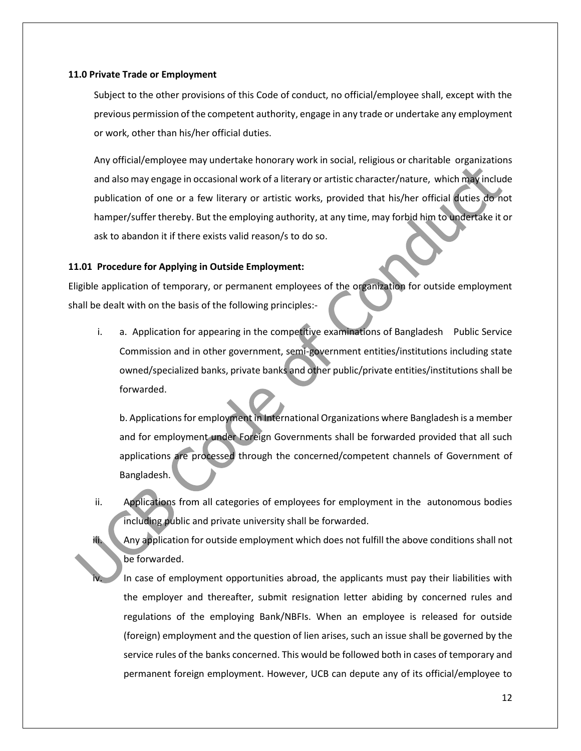### 11.0 Private Trade or Employment

Subject to the other provisions of this Code of conduct, no official/employee shall, except with the previous permission of the competent authority, engage in any trade or undertake any employment or work, other than his/her official duties.

Any official/employee may undertake honorary work in social, religious or charitable organizations and also may engage in occasional work of a literary or artistic character/nature, which may include publication of one or a few literary or artistic works, provided that his/her official duties do not hamper/suffer thereby. But the employing authority, at any time, may forbid him to undertake it or ask to abandon it if there exists valid reason/s to do so.

### 11.01 Procedure for Applying in Outside Employment:

Eligible application of temporary, or permanent employees of the organization for outside employment shall be dealt with on the basis of the following principles:-

i. a. Application for appearing in the competitive examinations of Bangladesh Public Service Commission and in other government, semi-government entities/institutions including state owned/specialized banks, private banks and other public/private entities/institutions shall be forwarded.

   b. Applications for employment in International Organizations where Bangladesh is a member and for employment under Foreign Governments shall be forwarded provided that all such applications are processed through the concerned/competent channels of Government of Bangladesh.

ii. Applications from all categories of employees for employment in the autonomous bodies including public and private university shall be forwarded.

iii. Any application for outside employment which does not fulfill the above conditions shall not be forwarded.

iv. In case of employment opportunities abroad, the applicants must pay their liabilities with the employer and thereafter, submit resignation letter abiding by concerned rules and regulations of the employing Bank/NBFIs. When an employee is released for outside (foreign) employment and the question of lien arises, such an issue shall be governed by the service rules of the banks concerned. This would be followed both in cases of temporary and permanent foreign employment. However, UCB can depute any of its official/employee to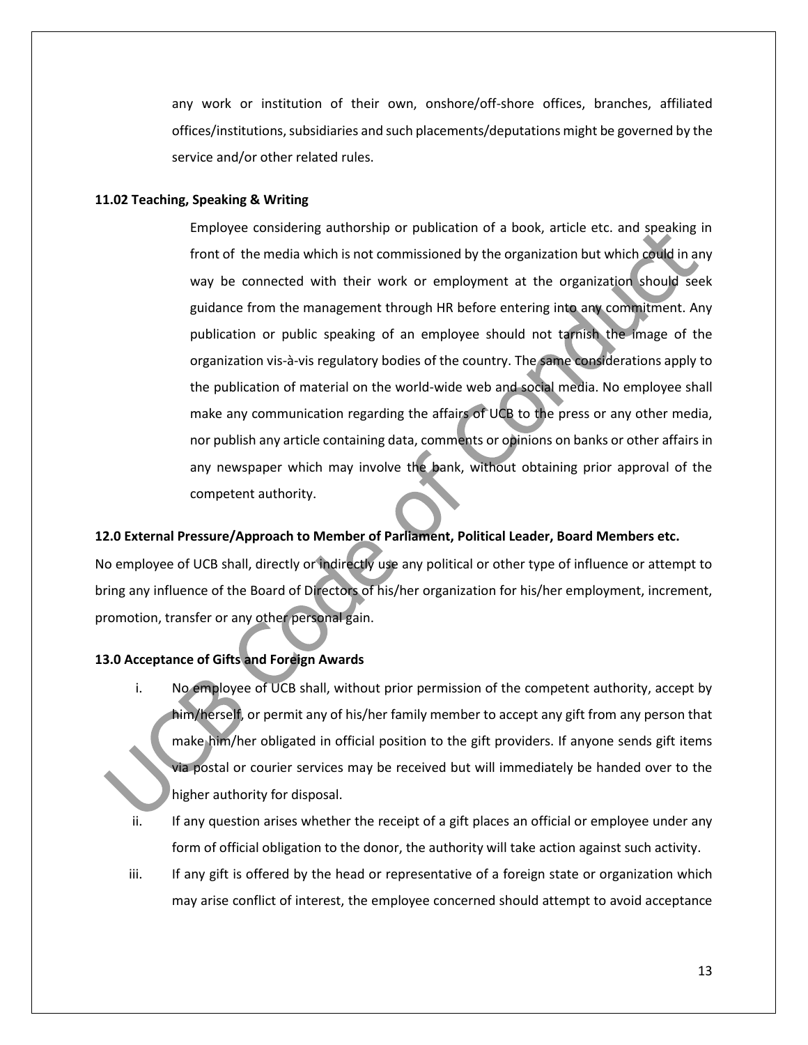any work or institution of their own, onshore/off-shore offices, branches, affiliated offices/institutions, subsidiaries and such placements/deputations might be governed by the service and/or other related rules.

**11.02 Teaching, Speaking & Writing**

Employee considering authorship or publication of a book, article etc. and speaking in front of the media which is not commissioned by the organization but which could in any way be connected with their work or employment at the organization should seek guidance from the management through HR before entering into any commitment. Any publication or public speaking of an employee should not tarnish the image of the organization vis-à-vis regulatory bodies of the country. The same considerations apply to the publication of material on the world-wide web and social media. No employee shall make any communication regarding the affairs of UCB to the press or any other media, nor publish any article containing data, comments or opinions on banks or other affairs in any newspaper which may involve the bank, without obtaining prior approval of the competent authority.

**12.0 External Pressure/Approach to Member of Parliament, Political Leader, Board Members etc.**

No employee of UCB shall, directly or indirectly use any political or other type of influence or attempt to bring any influence of the Board of Directors of his/her organization for his/her employment, increment, promotion, transfer or any other personal gain.

**13.0 Acceptance of Gifts and Foreign Awards**

i. No employee of UCB shall, without prior permission of the competent authority, accept by him/herself, or permit any of his/her family member to accept any gift from any person that make him/her obligated in official position to the gift providers. If anyone sends gift items via postal or courier services may be received but will immediately be handed over to the higher authority for disposal.

ii. If any question arises whether the receipt of a gift places an official or employee under any form of official obligation to the donor, the authority will take action against such activity.

iii. If any gift is offered by the head or representative of a foreign state or organization which may arise conflict of interest, the employee concerned should attempt to avoid acceptance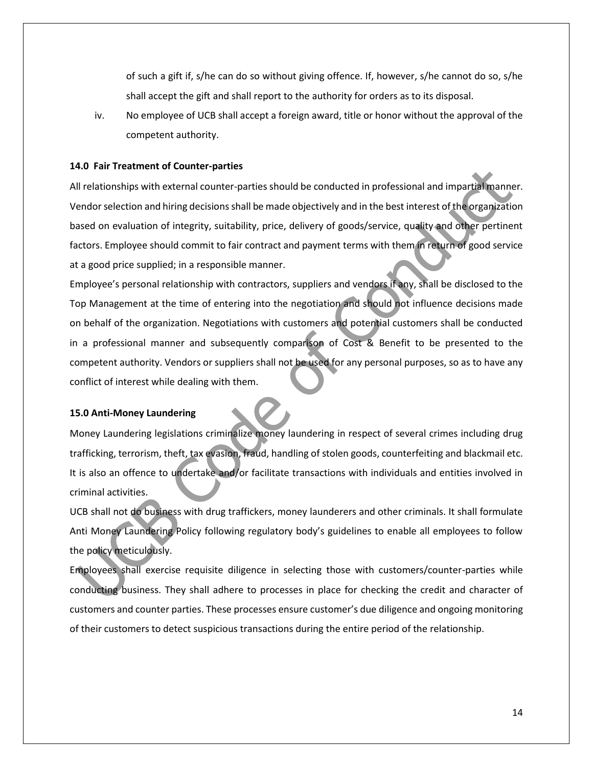of such a gift if, s/he can do so without giving offence. If, however, s/he cannot do so, s/he shall accept the gift and shall report to the authority for orders as to its disposal.

iv. No employee of UCB shall accept a foreign award, title or honor without the approval of the competent authority.

### 14.0 Fair Treatment of Counter-parties

All relationships with external counter-parties should be conducted in professional and impartial manner. Vendor selection and hiring decisions shall be made objectively and in the best interest of the organization based on evaluation of integrity, suitability, price, delivery of goods/service, quality and other pertinent factors. Employee should commit to fair contract and payment terms with them in return of good service at a good price supplied; in a responsible manner.

Employee's personal relationship with contractors, suppliers and vendors if any, shall be disclosed to the Top Management at the time of entering into the negotiation and should not influence decisions made on behalf of the organization. Negotiations with customers and potential customers shall be conducted in a professional manner and subsequently comparison of Cost & Benefit to be presented to the competent authority. Vendors or suppliers shall not be used for any personal purposes, so as to have any conflict of interest while dealing with them.

### 15.0 Anti-Money Laundering

Money Laundering legislations criminalize money laundering in respect of several crimes including drug trafficking, terrorism, theft, tax evasion, fraud, handling of stolen goods, counterfeiting and blackmail etc. It is also an offence to undertake and/or facilitate transactions with individuals and entities involved in criminal activities.

UCB shall not do business with drug traffickers, money launderers and other criminals. It shall formulate Anti Money Laundering Policy following regulatory body's guidelines to enable all employees to follow the policy meticulously.

Employees shall exercise requisite diligence in selecting those with customers/counter-parties while conducting business. They shall adhere to processes in place for checking the credit and character of customers and counter parties. These processes ensure customer's due diligence and ongoing monitoring of their customers to detect suspicious transactions during the entire period of the relationship.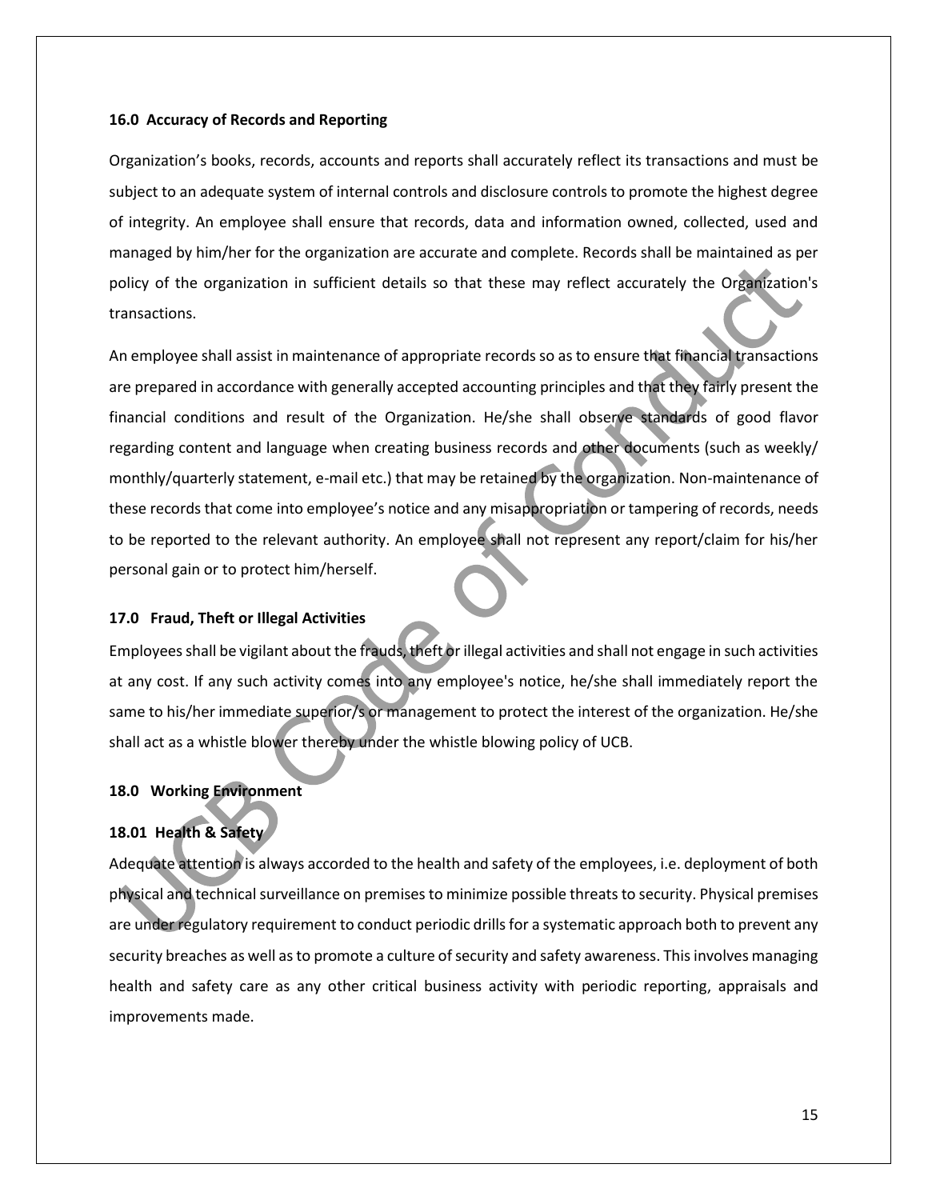### 16.0 Accuracy of Records and Reporting

Organization's books, records, accounts and reports shall accurately reflect its transactions and must be subject to an adequate system of internal controls and disclosure controls to promote the highest degree of integrity. An employee shall ensure that records, data and information owned, collected, used and managed by him/her for the organization are accurate and complete. Records shall be maintained as per policy of the organization in sufficient details so that these may reflect accurately the Organization's transactions.

An employee shall assist in maintenance of appropriate records so as to ensure that financial transactions are prepared in accordance with generally accepted accounting principles and that they fairly present the financial conditions and result of the Organization. He/she shall observe standards of good flavor regarding content and language when creating business records and other documents (such as weekly/ monthly/quarterly statement, e-mail etc.) that may be retained by the organization. Non-maintenance of these records that come into employee's notice and any misappropriation or tampering of records, needs to be reported to the relevant authority. An employee shall not represent any report/claim for his/her personal gain or to protect him/herself.

### 17.0 Fraud, Theft or Illegal Activities

Employees shall be vigilant about the frauds, theft or illegal activities and shall not engage in such activities at any cost. If any such activity comes into any employee's notice, he/she shall immediately report the same to his/her immediate superior/s or management to protect the interest of the organization. He/she shall act as a whistle blower thereby under the whistle blowing policy of UCB.

### 18.0 Working Environment

#### 18.01 Health & Safety

Adequate attention is always accorded to the health and safety of the employees, i.e. deployment of both physical and technical surveillance on premises to minimize possible threats to security. Physical premises are under regulatory requirement to conduct periodic drills for a systematic approach both to prevent any security breaches as well as to promote a culture of security and safety awareness. This involves managing health and safety care as any other critical business activity with periodic reporting, appraisals and improvements made.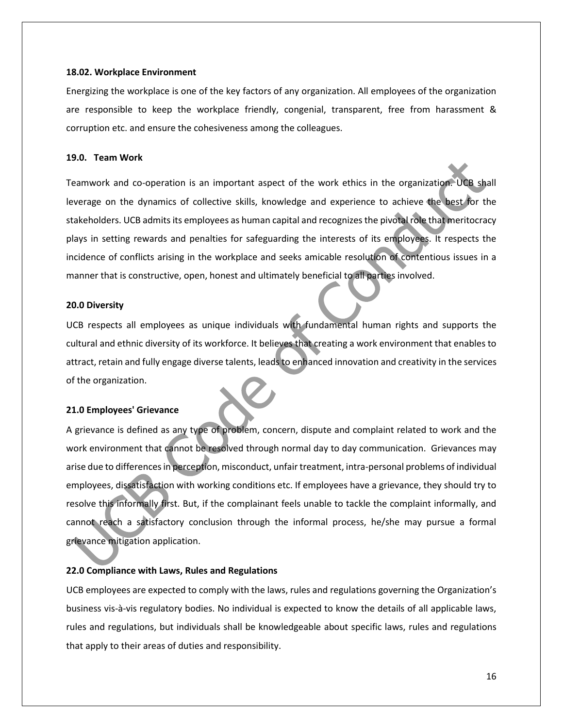#### 18.02. Workplace Environment

Energizing the workplace is one of the key factors of any organization. All employees of the organization are responsible to keep the workplace friendly, congenial, transparent, free from harassment & corruption etc. and ensure the cohesiveness among the colleagues.

### 19.0. Team Work

Teamwork and co-operation is an important aspect of the work ethics in the organization. UCB shall leverage on the dynamics of collective skills, knowledge and experience to achieve the best for the stakeholders. UCB admits its employees as human capital and recognizes the pivotal role that meritocracy plays in setting rewards and penalties for safeguarding the interests of its employees. It respects the incidence of conflicts arising in the workplace and seeks amicable resolution of contentious issues in a manner that is constructive, open, honest and ultimately beneficial to all parties involved.

### 20.0 Diversity

UCB respects all employees as unique individuals with fundamental human rights and supports the cultural and ethnic diversity of its workforce. It believes that creating a work environment that enables to attract, retain and fully engage diverse talents, leads to enhanced innovation and creativity in the services of the organization.

### 21.0 Employees' Grievance

A grievance is defined as any type of problem, concern, dispute and complaint related to work and the work environment that cannot be resolved through normal day to day communication. Grievances may arise due to differences in perception, misconduct, unfair treatment, intra-personal problems of individual employees, dissatisfaction with working conditions etc. If employees have a grievance, they should try to resolve this informally first. But, if the complainant feels unable to tackle the complaint informally, and cannot reach a satisfactory conclusion through the informal process, he/she may pursue a formal grievance mitigation application.

### 22.0 Compliance with Laws, Rules and Regulations

UCB employees are expected to comply with the laws, rules and regulations governing the Organization's business vis-à-vis regulatory bodies. No individual is expected to know the details of all applicable laws, rules and regulations, but individuals shall be knowledgeable about specific laws, rules and regulations that apply to their areas of duties and responsibility.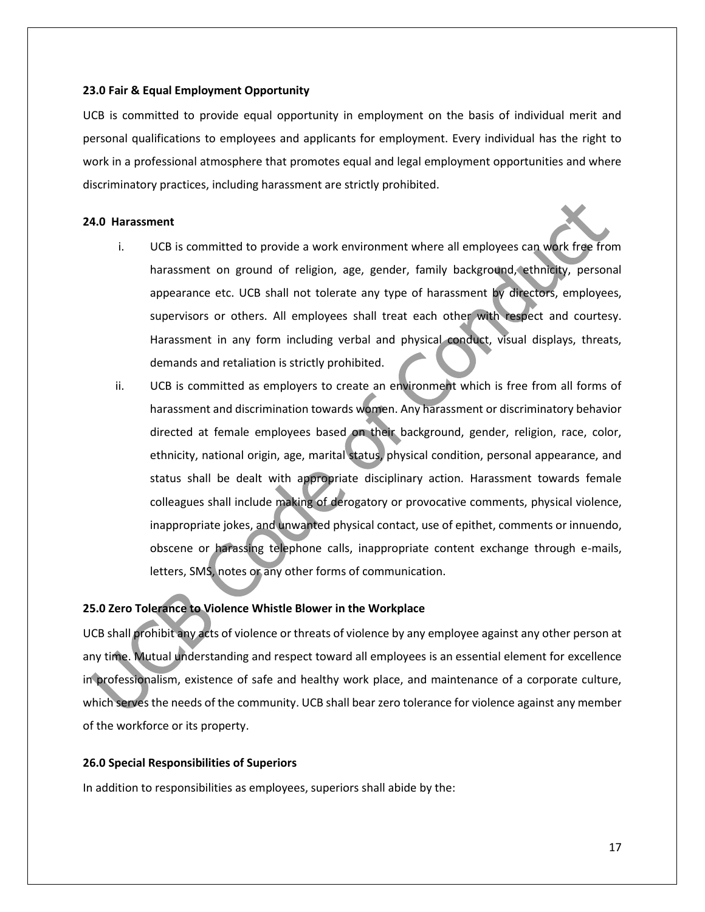**23.0 Fair & Equal Employment Opportunity**

UCB is committed to provide equal opportunity in employment on the basis of individual merit and personal qualifications to employees and applicants for employment. Every individual has the right to work in a professional atmosphere that promotes equal and legal employment opportunities and where discriminatory practices, including harassment are strictly prohibited.

**24.0 Harassment**

i. UCB is committed to provide a work environment where all employees can work free from harassment on ground of religion, age, gender, family background, ethnicity, personal appearance etc. UCB shall not tolerate any type of harassment by directors, employees, supervisors or others. All employees shall treat each other with respect and courtesy. Harassment in any form including verbal and physical conduct, visual displays, threats, demands and retaliation is strictly prohibited.

ii. UCB is committed as employers to create an environment which is free from all forms of harassment and discrimination towards women. Any harassment or discriminatory behavior directed at female employees based on their background, gender, religion, race, color, ethnicity, national origin, age, marital status, physical condition, personal appearance, and status shall be dealt with appropriate disciplinary action. Harassment towards female colleagues shall include making of derogatory or provocative comments, physical violence, inappropriate jokes, and unwanted physical contact, use of epithet, comments or innuendo, obscene or harassing telephone calls, inappropriate content exchange through e-mails, letters, SMS, notes or any other forms of communication.

**25.0 Zero Tolerance to Violence Whistle Blower in the Workplace**

UCB shall prohibit any acts of violence or threats of violence by any employee against any other person at any time. Mutual understanding and respect toward all employees is an essential element for excellence in professionalism, existence of safe and healthy work place, and maintenance of a corporate culture, which serves the needs of the community. UCB shall bear zero tolerance for violence against any member of the workforce or its property.

**26.0 Special Responsibilities of Superiors**

In addition to responsibilities as employees, superiors shall abide by the: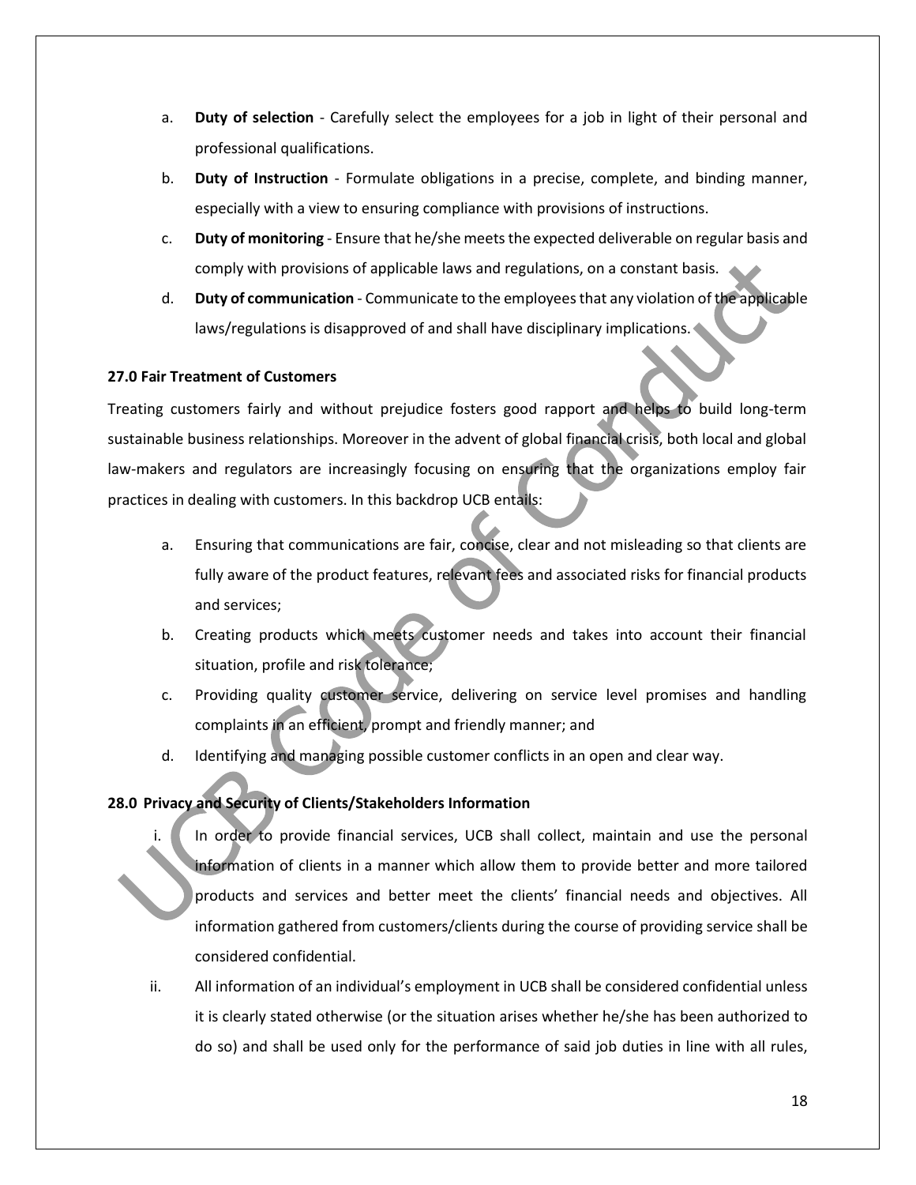a. **Duty of selection** - Carefully select the employees for a job in light of their personal and professional qualifications.
b. **Duty of Instruction** - Formulate obligations in a precise, complete, and binding manner, especially with a view to ensuring compliance with provisions of instructions.
c. **Duty of monitoring** - Ensure that he/she meets the expected deliverable on regular basis and comply with provisions of applicable laws and regulations, on a constant basis.
d. **Duty of communication** - Communicate to the employees that any violation of the applicable laws/regulations is disapproved of and shall have disciplinary implications.

**27.0 Fair Treatment of Customers**

Treating customers fairly and without prejudice fosters good rapport and helps to build long-term sustainable business relationships. Moreover in the advent of global financial crisis, both local and global law-makers and regulators are increasingly focusing on ensuring that the organizations employ fair practices in dealing with customers. In this backdrop UCB entails:

a. Ensuring that communications are fair, concise, clear and not misleading so that clients are fully aware of the product features, relevant fees and associated risks for financial products and services;
b. Creating products which meets customer needs and takes into account their financial situation, profile and risk tolerance;
c. Providing quality customer service, delivering on service level promises and handling complaints in an efficient, prompt and friendly manner; and
d. Identifying and managing possible customer conflicts in an open and clear way.

**28.0 Privacy and Security of Clients/Stakeholders Information**

i. In order to provide financial services, UCB shall collect, maintain and use the personal information of clients in a manner which allow them to provide better and more tailored products and services and better meet the clients' financial needs and objectives. All information gathered from customers/clients during the course of providing service shall be considered confidential.
ii. All information of an individual's employment in UCB shall be considered confidential unless it is clearly stated otherwise (or the situation arises whether he/she has been authorized to do so) and shall be used only for the performance of said job duties in line with all rules,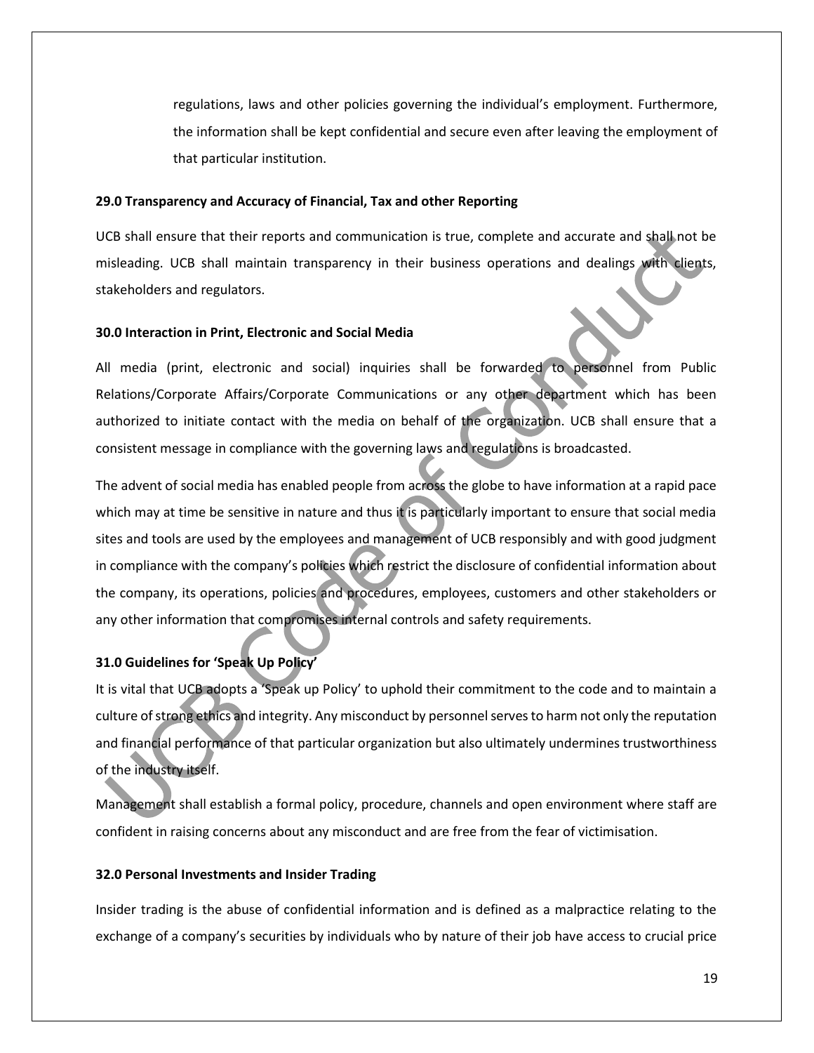regulations, laws and other policies governing the individual's employment. Furthermore, the information shall be kept confidential and secure even after leaving the employment of that particular institution.

**29.0 Transparency and Accuracy of Financial, Tax and other Reporting**

UCB shall ensure that their reports and communication is true, complete and accurate and shall not be misleading. UCB shall maintain transparency in their business operations and dealings with clients, stakeholders and regulators.

**30.0 Interaction in Print, Electronic and Social Media**

All media (print, electronic and social) inquiries shall be forwarded to personnel from Public Relations/Corporate Affairs/Corporate Communications or any other department which has been authorized to initiate contact with the media on behalf of the organization. UCB shall ensure that a consistent message in compliance with the governing laws and regulations is broadcasted.

The advent of social media has enabled people from across the globe to have information at a rapid pace which may at time be sensitive in nature and thus it is particularly important to ensure that social media sites and tools are used by the employees and management of UCB responsibly and with good judgment in compliance with the company's policies which restrict the disclosure of confidential information about the company, its operations, policies and procedures, employees, customers and other stakeholders or any other information that compromises internal controls and safety requirements.

**31.0 Guidelines for 'Speak Up Policy'**

It is vital that UCB adopts a 'Speak up Policy' to uphold their commitment to the code and to maintain a culture of strong ethics and integrity. Any misconduct by personnel serves to harm not only the reputation and financial performance of that particular organization but also ultimately undermines trustworthiness of the industry itself.

Management shall establish a formal policy, procedure, channels and open environment where staff are confident in raising concerns about any misconduct and are free from the fear of victimisation.

**32.0 Personal Investments and Insider Trading**

Insider trading is the abuse of confidential information and is defined as a malpractice relating to the exchange of a company's securities by individuals who by nature of their job have access to crucial price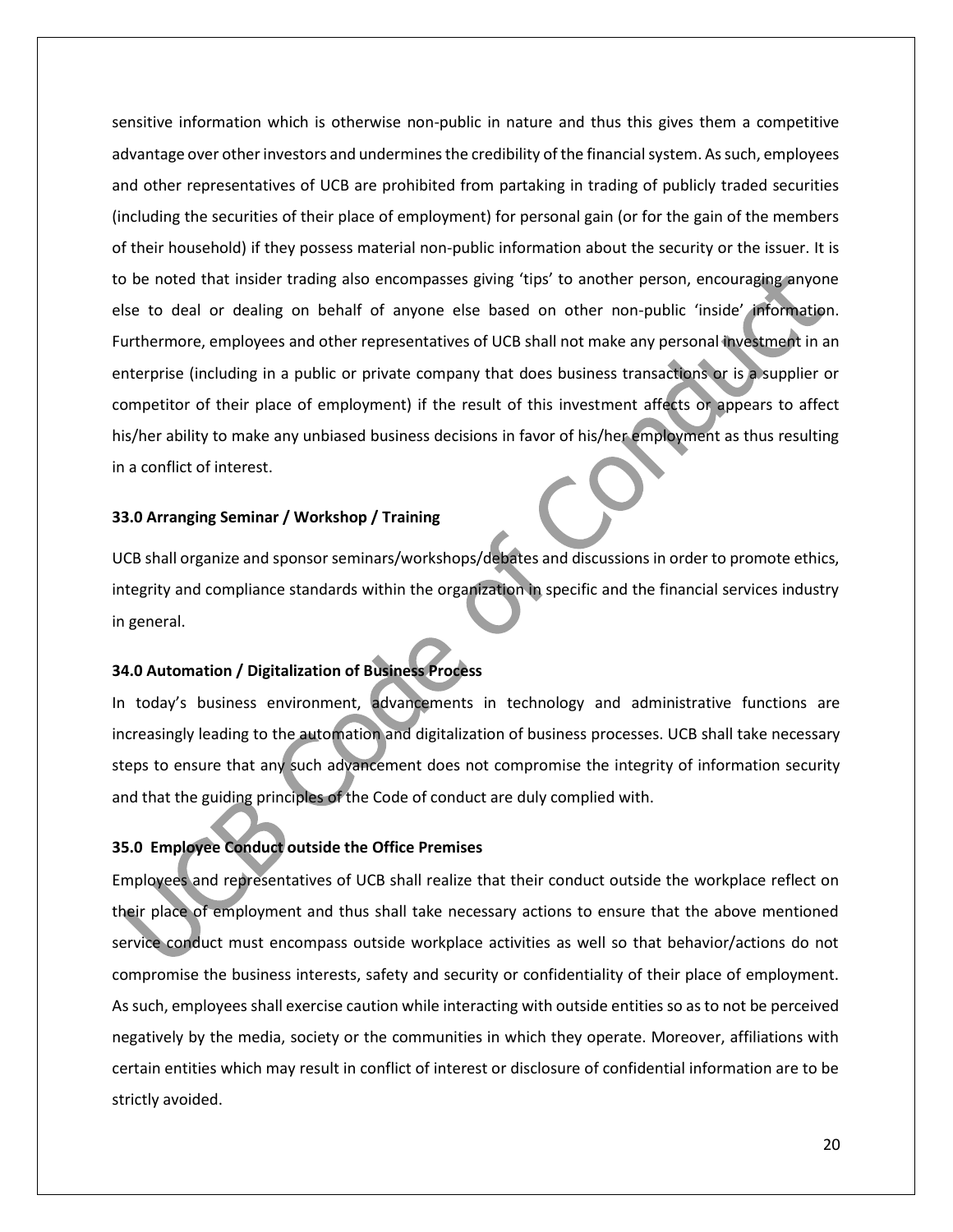sensitive information which is otherwise non-public in nature and thus this gives them a competitive advantage over other investors and undermines the credibility of the financial system. As such, employees and other representatives of UCB are prohibited from partaking in trading of publicly traded securities (including the securities of their place of employment) for personal gain (or for the gain of the members of their household) if they possess material non-public information about the security or the issuer. It is to be noted that insider trading also encompasses giving 'tips' to another person, encouraging anyone else to deal or dealing on behalf of anyone else based on other non-public 'inside' information. Furthermore, employees and other representatives of UCB shall not make any personal investment in an enterprise (including in a public or private company that does business transactions or is a supplier or competitor of their place of employment) if the result of this investment affects or appears to affect his/her ability to make any unbiased business decisions in favor of his/her employment as thus resulting in a conflict of interest.

### 33.0 Arranging Seminar / Workshop / Training

UCB shall organize and sponsor seminars/workshops/debates and discussions in order to promote ethics, integrity and compliance standards within the organization in specific and the financial services industry in general.

### 34.0 Automation / Digitalization of Business Process

In today's business environment, advancements in technology and administrative functions are increasingly leading to the automation and digitalization of business processes. UCB shall take necessary steps to ensure that any such advancement does not compromise the integrity of information security and that the guiding principles of the Code of conduct are duly complied with.

### 35.0 Employee Conduct outside the Office Premises

Employees and representatives of UCB shall realize that their conduct outside the workplace reflect on their place of employment and thus shall take necessary actions to ensure that the above mentioned service conduct must encompass outside workplace activities as well so that behavior/actions do not compromise the business interests, safety and security or confidentiality of their place of employment. As such, employees shall exercise caution while interacting with outside entities so as to not be perceived negatively by the media, society or the communities in which they operate. Moreover, affiliations with certain entities which may result in conflict of interest or disclosure of confidential information are to be strictly avoided.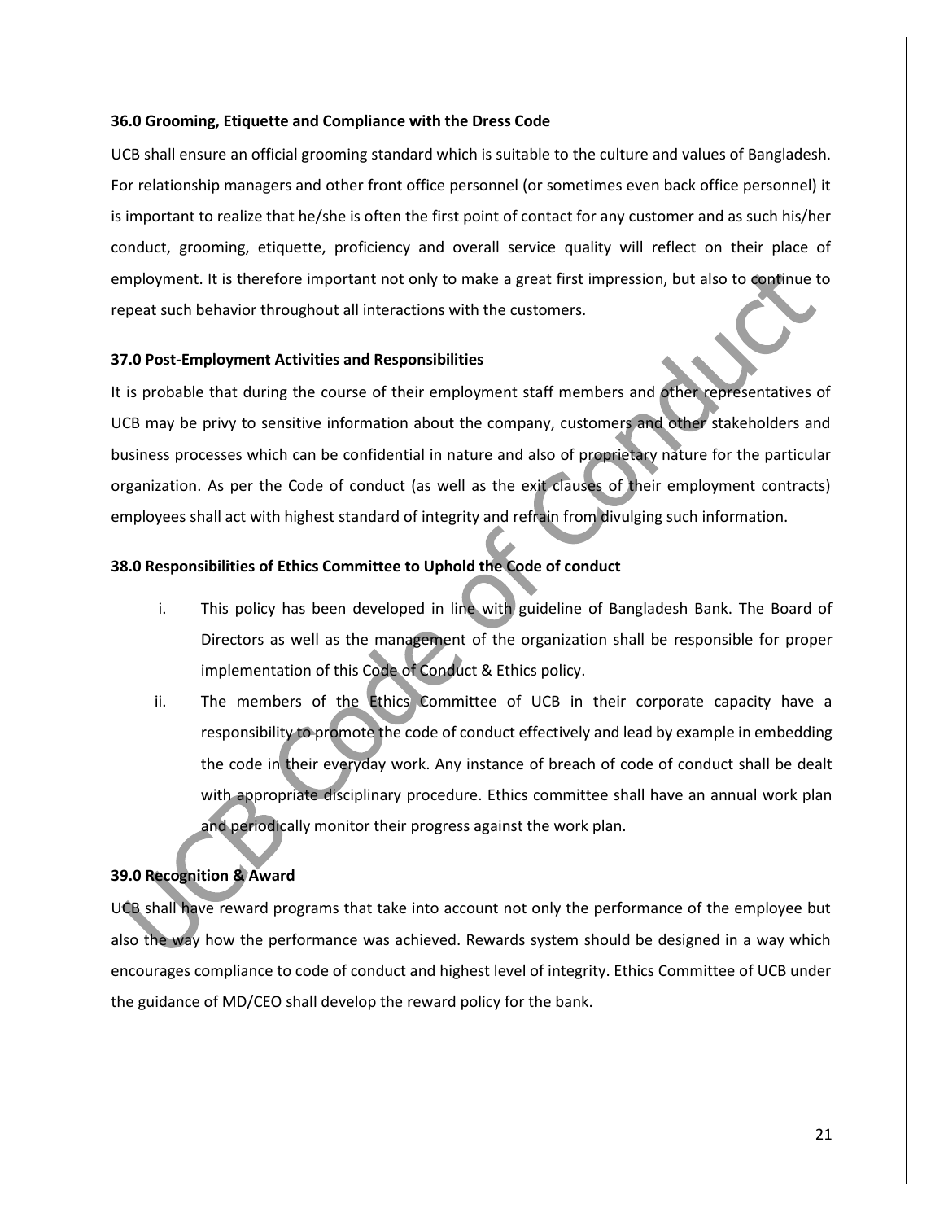### 36.0 Grooming, Etiquette and Compliance with the Dress Code

UCB shall ensure an official grooming standard which is suitable to the culture and values of Bangladesh. For relationship managers and other front office personnel (or sometimes even back office personnel) it is important to realize that he/she is often the first point of contact for any customer and as such his/her conduct, grooming, etiquette, proficiency and overall service quality will reflect on their place of employment. It is therefore important not only to make a great first impression, but also to continue to repeat such behavior throughout all interactions with the customers.

### 37.0 Post-Employment Activities and Responsibilities

It is probable that during the course of their employment staff members and other representatives of UCB may be privy to sensitive information about the company, customers and other stakeholders and business processes which can be confidential in nature and also of proprietary nature for the particular organization. As per the Code of conduct (as well as the exit clauses of their employment contracts) employees shall act with highest standard of integrity and refrain from divulging such information.

### 38.0 Responsibilities of Ethics Committee to Uphold the Code of conduct

i. This policy has been developed in line with guideline of Bangladesh Bank. The Board of Directors as well as the management of the organization shall be responsible for proper implementation of this Code of Conduct & Ethics policy.

ii. The members of the Ethics Committee of UCB in their corporate capacity have a responsibility to promote the code of conduct effectively and lead by example in embedding the code in their everyday work. Any instance of breach of code of conduct shall be dealt with appropriate disciplinary procedure. Ethics committee shall have an annual work plan and periodically monitor their progress against the work plan.

### 39.0 Recognition & Award

UCB shall have reward programs that take into account not only the performance of the employee but also the way how the performance was achieved. Rewards system should be designed in a way which encourages compliance to code of conduct and highest level of integrity. Ethics Committee of UCB under the guidance of MD/CEO shall develop the reward policy for the bank.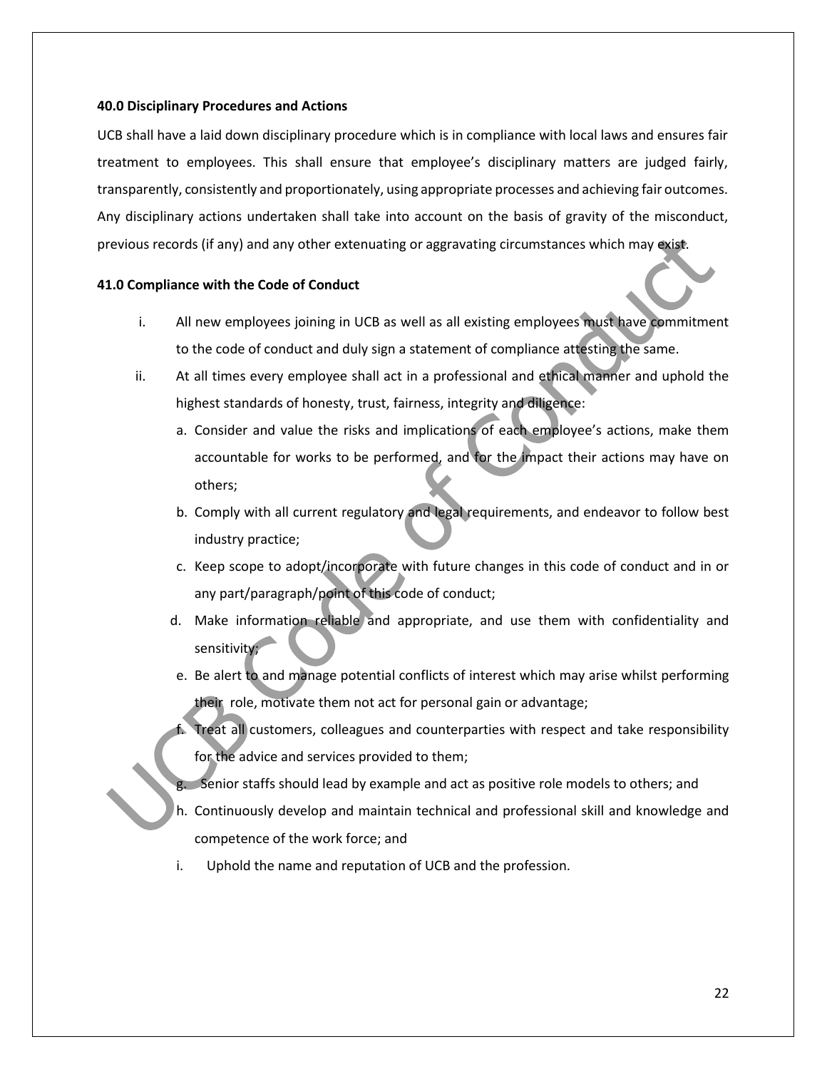**40.0 Disciplinary Procedures and Actions**

UCB shall have a laid down disciplinary procedure which is in compliance with local laws and ensures fair treatment to employees. This shall ensure that employee's disciplinary matters are judged fairly, transparently, consistently and proportionately, using appropriate processes and achieving fair outcomes. Any disciplinary actions undertaken shall take into account on the basis of gravity of the misconduct, previous records (if any) and any other extenuating or aggravating circumstances which may exist.

**41.0 Compliance with the Code of Conduct**

i. All new employees joining in UCB as well as all existing employees must have commitment to the code of conduct and duly sign a statement of compliance attesting the same.

ii. At all times every employee shall act in a professional and ethical manner and uphold the highest standards of honesty, trust, fairness, integrity and diligence:

   a. Consider and value the risks and implications of each employee's actions, make them accountable for works to be performed, and for the impact their actions may have on others;
   b. Comply with all current regulatory and legal requirements, and endeavor to follow best industry practice;
   c. Keep scope to adopt/incorporate with future changes in this code of conduct and in or any part/paragraph/point of this code of conduct;
   d. Make information reliable and appropriate, and use them with confidentiality and sensitivity;
   e. Be alert to and manage potential conflicts of interest which may arise whilst performing their role, motivate them not act for personal gain or advantage;
   f. Treat all customers, colleagues and counterparties with respect and take responsibility for the advice and services provided to them;
   g. Senior staffs should lead by example and act as positive role models to others; and
   h. Continuously develop and maintain technical and professional skill and knowledge and competence of the work force; and
   i. Uphold the name and reputation of UCB and the profession.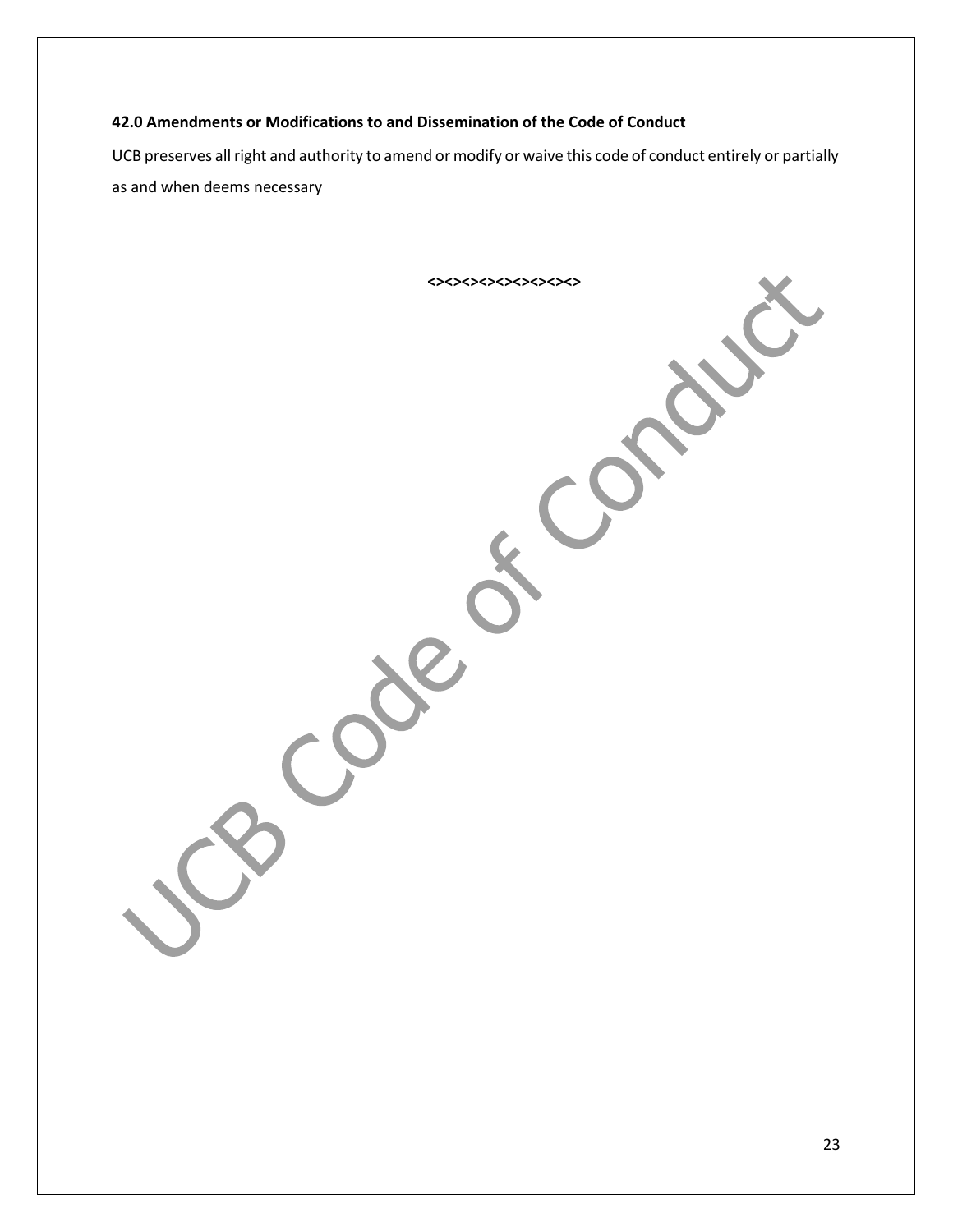**42.0 Amendments or Modifications to and Dissemination of the Code of Conduct**

UCB preserves all right and authority to amend or modify or waive this code of conduct entirely or partially as and when deems necessary

<><><><><><><><><><>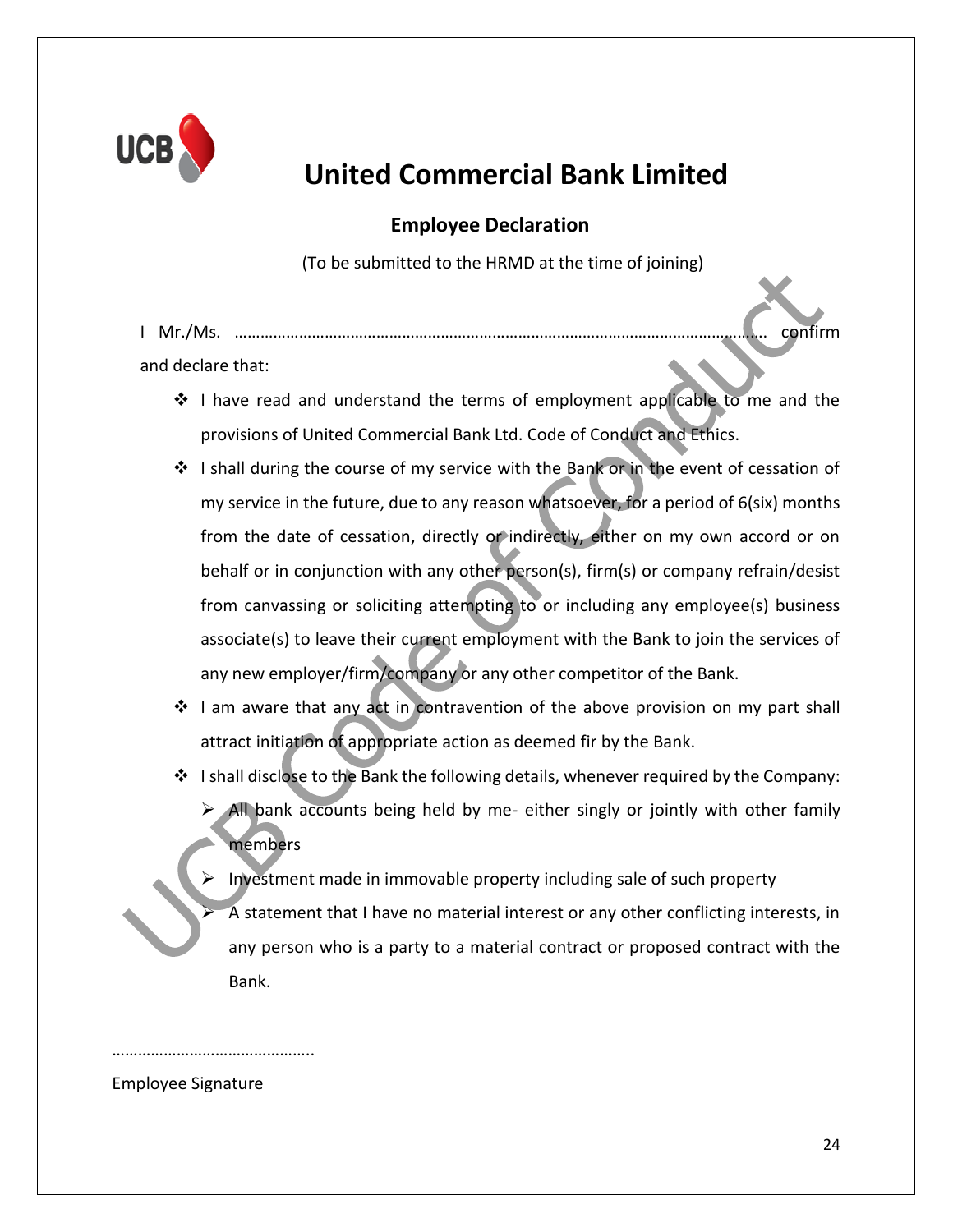# United Commercial Bank Limited

## Employee Declaration

(To be submitted to the HRMD at the time of joining)

I Mr./Ms. ………………………………………………………………………………………………………… confirm and declare that:

- I have read and understand the terms of employment applicable to me and the provisions of United Commercial Bank Ltd. Code of Conduct and Ethics.
- I shall during the course of my service with the Bank or in the event of cessation of my service in the future, due to any reason whatsoever, for a period of 6(six) months from the date of cessation, directly or indirectly, either on my own accord or on behalf or in conjunction with any other person(s), firm(s) or company refrain/desist from canvassing or soliciting attempting to or including any employee(s) business associate(s) to leave their current employment with the Bank to join the services of any new employer/firm/company or any other competitor of the Bank.
- I am aware that any act in contravention of the above provision on my part shall attract initiation of appropriate action as deemed fir by the Bank.
- I shall disclose to the Bank the following details, whenever required by the Company:
  - All bank accounts being held by me- either singly or jointly with other family members
  - Investment made in immovable property including sale of such property
  - A statement that I have no material interest or any other conflicting interests, in any person who is a party to a material contract or proposed contract with the Bank.

………………………………………..

Employee Signature